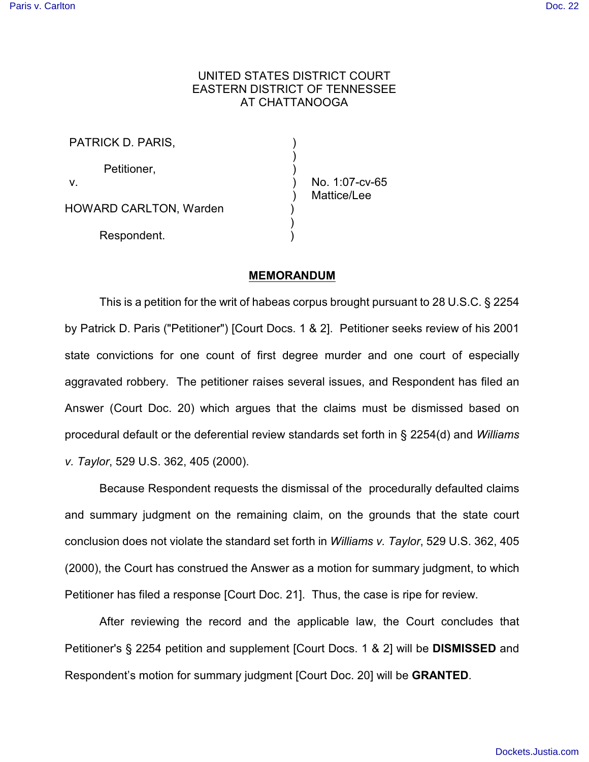UNITED STATES DISTRICT COURT
EASTERN DISTRICT OF TENNESSEE
AT CHATTANOOGA

| | | |
|---|---|---|
| PATRICK D. PARIS, | ) | |
| | ) | |
| Petitioner, | ) | |
| v. | ) | No. 1:07-cv-65 |
| | ) | Mattice/Lee |
| HOWARD CARLTON, Warden | ) | |
| | ) | |
| Respondent. | ) | |

## **MEMORANDUM**

This is a petition for the writ of habeas corpus brought pursuant to 28 U.S.C. § 2254 by Patrick D. Paris ("Petitioner") [Court Docs. 1 & 2]. Petitioner seeks review of his 2001 state convictions for one count of first degree murder and one court of especially aggravated robbery. The petitioner raises several issues, and Respondent has filed an Answer (Court Doc. 20) which argues that the claims must be dismissed based on procedural default or the deferential review standards set forth in § 2254(d) and *Williams v. Taylor*, 529 U.S. 362, 405 (2000).

Because Respondent requests the dismissal of the procedurally defaulted claims and summary judgment on the remaining claim, on the grounds that the state court conclusion does not violate the standard set forth in *Williams v. Taylor*, 529 U.S. 362, 405 (2000), the Court has construed the Answer as a motion for summary judgment, to which Petitioner has filed a response [Court Doc. 21]. Thus, the case is ripe for review.

After reviewing the record and the applicable law, the Court concludes that Petitioner's § 2254 petition and supplement [Court Docs. 1 & 2] will be **DISMISSED** and Respondent's motion for summary judgment [Court Doc. 20] will be **GRANTED**.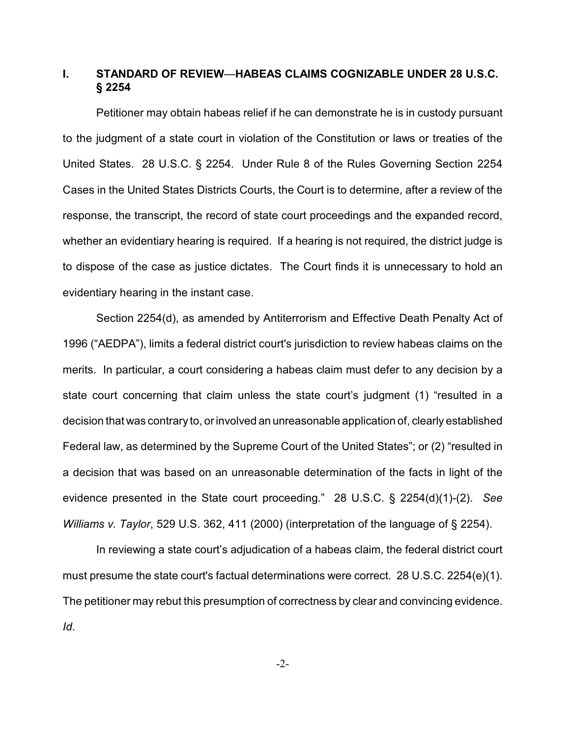## I. STANDARD OF REVIEW—HABEAS CLAIMS COGNIZABLE UNDER 28 U.S.C. § 2254

Petitioner may obtain habeas relief if he can demonstrate he is in custody pursuant to the judgment of a state court in violation of the Constitution or laws or treaties of the United States. 28 U.S.C. § 2254. Under Rule 8 of the Rules Governing Section 2254 Cases in the United States Districts Courts, the Court is to determine, after a review of the response, the transcript, the record of state court proceedings and the expanded record, whether an evidentiary hearing is required. If a hearing is not required, the district judge is to dispose of the case as justice dictates. The Court finds it is unnecessary to hold an evidentiary hearing in the instant case.

Section 2254(d), as amended by Antiterrorism and Effective Death Penalty Act of 1996 ("AEDPA"), limits a federal district court's jurisdiction to review habeas claims on the merits. In particular, a court considering a habeas claim must defer to any decision by a state court concerning that claim unless the state court's judgment (1) "resulted in a decision that was contrary to, or involved an unreasonable application of, clearly established Federal law, as determined by the Supreme Court of the United States"; or (2) "resulted in a decision that was based on an unreasonable determination of the facts in light of the evidence presented in the State court proceeding." 28 U.S.C. § 2254(d)(1)-(2). *See Williams v. Taylor*, 529 U.S. 362, 411 (2000) (interpretation of the language of § 2254).

In reviewing a state court's adjudication of a habeas claim, the federal district court must presume the state court's factual determinations were correct. 28 U.S.C. 2254(e)(1). The petitioner may rebut this presumption of correctness by clear and convincing evidence. *Id*.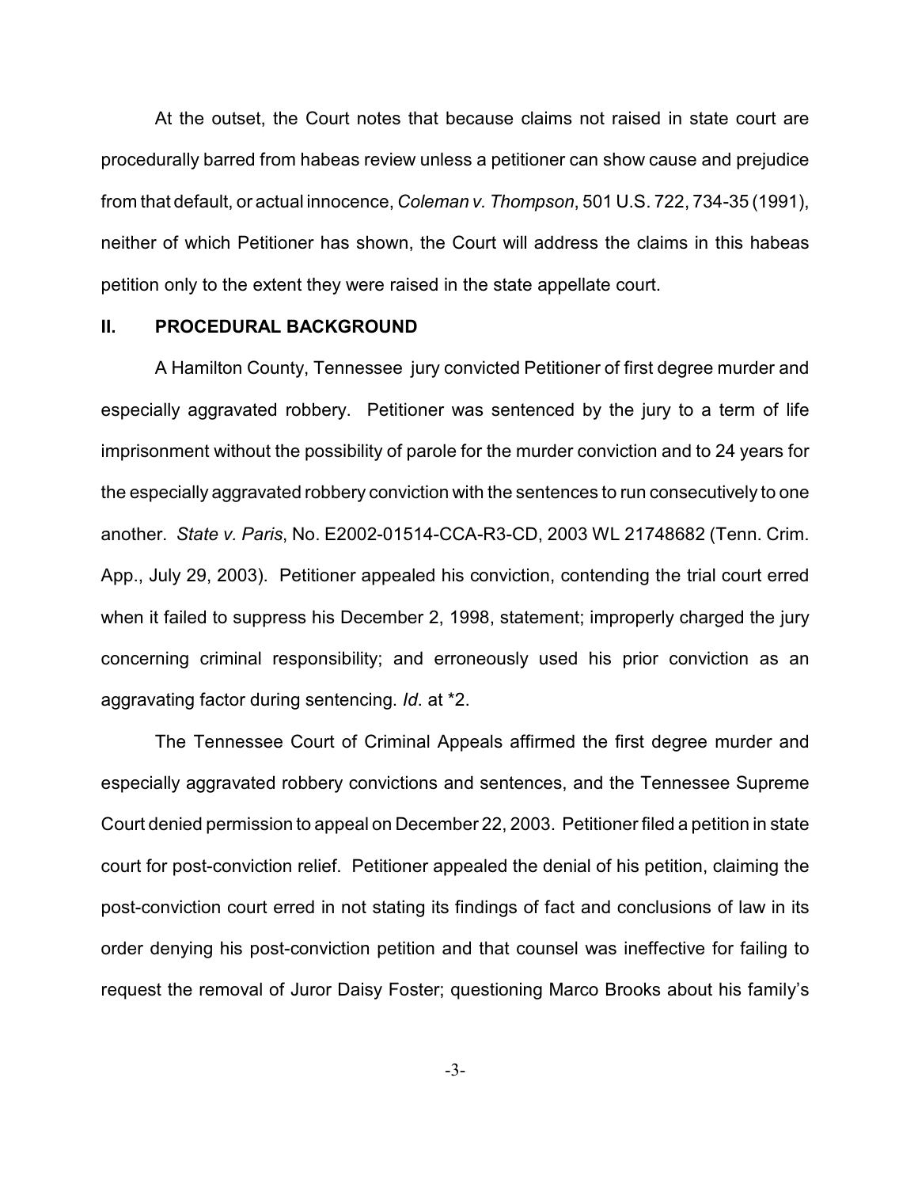At the outset, the Court notes that because claims not raised in state court are procedurally barred from habeas review unless a petitioner can show cause and prejudice from that default, or actual innocence, *Coleman v. Thompson*, 501 U.S. 722, 734-35 (1991), neither of which Petitioner has shown, the Court will address the claims in this habeas petition only to the extent they were raised in the state appellate court.

## II. PROCEDURAL BACKGROUND

A Hamilton County, Tennessee jury convicted Petitioner of first degree murder and especially aggravated robbery. Petitioner was sentenced by the jury to a term of life imprisonment without the possibility of parole for the murder conviction and to 24 years for the especially aggravated robbery conviction with the sentences to run consecutively to one another. *State v. Paris*, No. E2002-01514-CCA-R3-CD, 2003 WL 21748682 (Tenn. Crim. App., July 29, 2003). Petitioner appealed his conviction, contending the trial court erred when it failed to suppress his December 2, 1998, statement; improperly charged the jury concerning criminal responsibility; and erroneously used his prior conviction as an aggravating factor during sentencing. *Id*. at *2.

The Tennessee Court of Criminal Appeals affirmed the first degree murder and especially aggravated robbery convictions and sentences, and the Tennessee Supreme Court denied permission to appeal on December 22, 2003. Petitioner filed a petition in state court for post-conviction relief. Petitioner appealed the denial of his petition, claiming the post-conviction court erred in not stating its findings of fact and conclusions of law in its order denying his post-conviction petition and that counsel was ineffective for failing to request the removal of Juror Daisy Foster; questioning Marco Brooks about his family's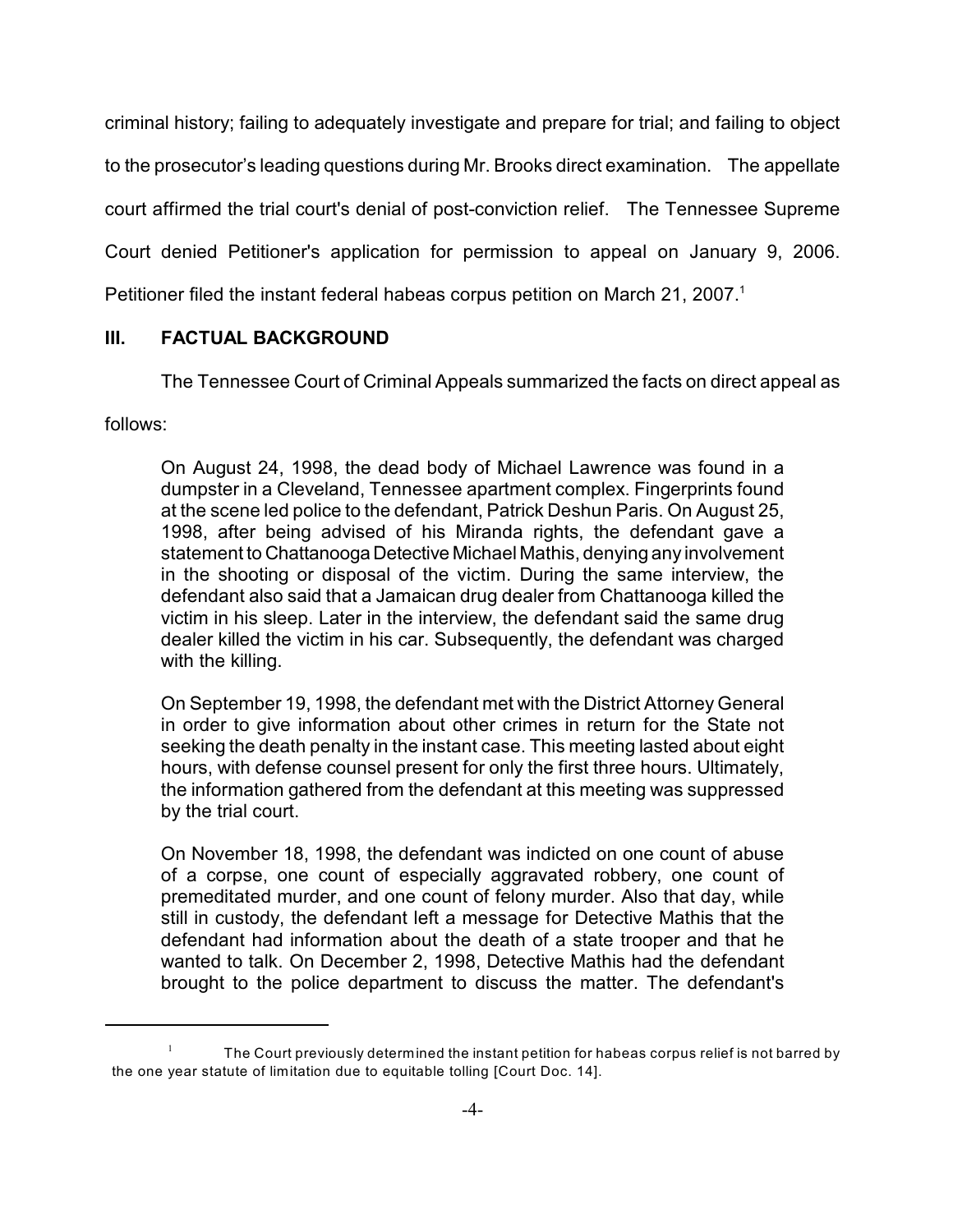criminal history; failing to adequately investigate and prepare for trial; and failing to object to the prosecutor's leading questions during Mr. Brooks direct examination. The appellate court affirmed the trial court's denial of post-conviction relief. The Tennessee Supreme Court denied Petitioner's application for permission to appeal on January 9, 2006. Petitioner filed the instant federal habeas corpus petition on March 21, 2007.[1]

## III. FACTUAL BACKGROUND

The Tennessee Court of Criminal Appeals summarized the facts on direct appeal as follows:

> On August 24, 1998, the dead body of Michael Lawrence was found in a dumpster in a Cleveland, Tennessee apartment complex. Fingerprints found at the scene led police to the defendant, Patrick Deshun Paris. On August 25, 1998, after being advised of his Miranda rights, the defendant gave a statement to Chattanooga Detective Michael Mathis, denying any involvement in the shooting or disposal of the victim. During the same interview, the defendant also said that a Jamaican drug dealer from Chattanooga killed the victim in his sleep. Later in the interview, the defendant said the same drug dealer killed the victim in his car. Subsequently, the defendant was charged with the killing.
>
> On September 19, 1998, the defendant met with the District Attorney General in order to give information about other crimes in return for the State not seeking the death penalty in the instant case. This meeting lasted about eight hours, with defense counsel present for only the first three hours. Ultimately, the information gathered from the defendant at this meeting was suppressed by the trial court.
>
> On November 18, 1998, the defendant was indicted on one count of abuse of a corpse, one count of especially aggravated robbery, one count of premeditated murder, and one count of felony murder. Also that day, while still in custody, the defendant left a message for Detective Mathis that the defendant had information about the death of a state trooper and that he wanted to talk. On December 2, 1998, Detective Mathis had the defendant brought to the police department to discuss the matter. The defendant's

[1] The Court previously determined the instant petition for habeas corpus relief is not barred by the one year statute of limitation due to equitable tolling [Court Doc. 14].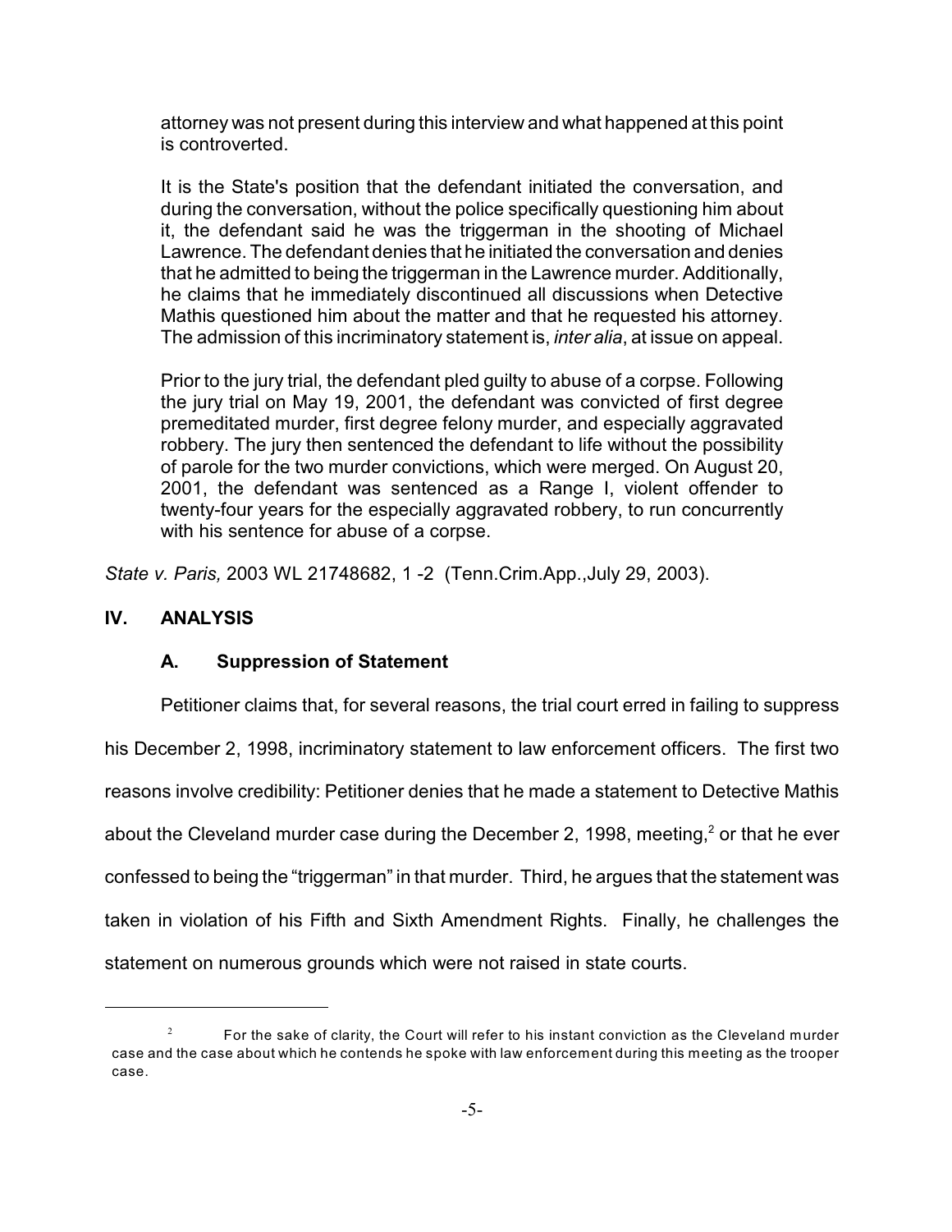> attorney was not present during this interview and what happened at this point is controverted.
>
> It is the State's position that the defendant initiated the conversation, and during the conversation, without the police specifically questioning him about it, the defendant said he was the triggerman in the shooting of Michael Lawrence. The defendant denies that he initiated the conversation and denies that he admitted to being the triggerman in the Lawrence murder. Additionally, he claims that he immediately discontinued all discussions when Detective Mathis questioned him about the matter and that he requested his attorney. The admission of this incriminatory statement is, *inter alia*, at issue on appeal.
>
> Prior to the jury trial, the defendant pled guilty to abuse of a corpse. Following the jury trial on May 19, 2001, the defendant was convicted of first degree premeditated murder, first degree felony murder, and especially aggravated robbery. The jury then sentenced the defendant to life without the possibility of parole for the two murder convictions, which were merged. On August 20, 2001, the defendant was sentenced as a Range I, violent offender to twenty-four years for the especially aggravated robbery, to run concurrently with his sentence for abuse of a corpse.

*State v. Paris,* 2003 WL 21748682, 1 -2 (Tenn.Crim.App.,July 29, 2003).

## IV. ANALYSIS

### A. Suppression of Statement

Petitioner claims that, for several reasons, the trial court erred in failing to suppress his December 2, 1998, incriminatory statement to law enforcement officers. The first two reasons involve credibility: Petitioner denies that he made a statement to Detective Mathis about the Cleveland murder case during the December 2, 1998, meeting,[2] or that he ever confessed to being the "triggerman" in that murder. Third, he argues that the statement was taken in violation of his Fifth and Sixth Amendment Rights. Finally, he challenges the statement on numerous grounds which were not raised in state courts.

---

[2] For the sake of clarity, the Court will refer to his instant conviction as the Cleveland murder case and the case about which he contends he spoke with law enforcement during this meeting as the trooper case.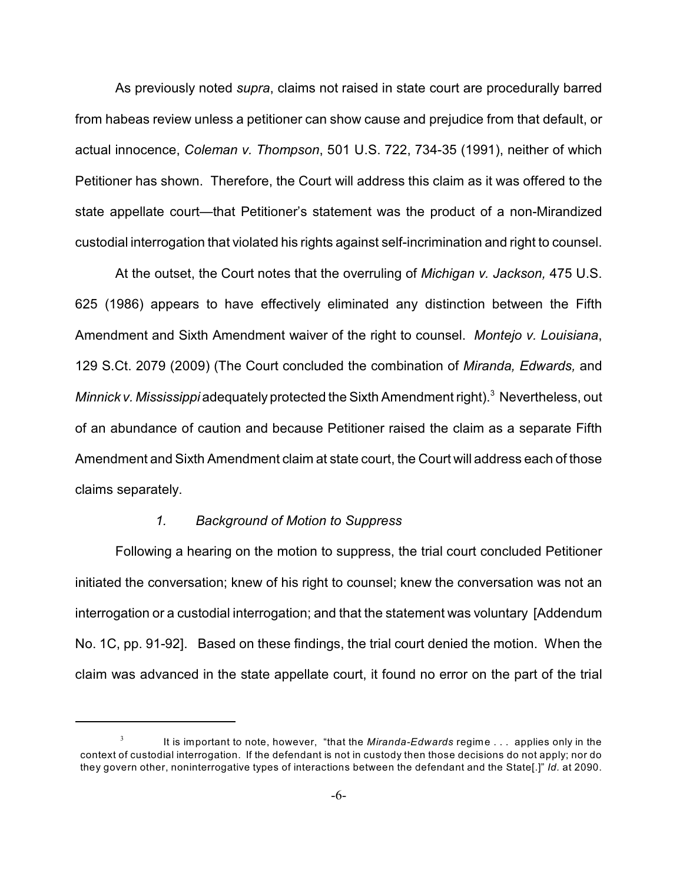As previously noted *supra*, claims not raised in state court are procedurally barred from habeas review unless a petitioner can show cause and prejudice from that default, or actual innocence, *Coleman v. Thompson*, 501 U.S. 722, 734-35 (1991), neither of which Petitioner has shown. Therefore, the Court will address this claim as it was offered to the state appellate court—that Petitioner's statement was the product of a non-Mirandized custodial interrogation that violated his rights against self-incrimination and right to counsel.

At the outset, the Court notes that the overruling of *Michigan v. Jackson,* 475 U.S. 625 (1986) appears to have effectively eliminated any distinction between the Fifth Amendment and Sixth Amendment waiver of the right to counsel. *Montejo v. Louisiana*, 129 S.Ct. 2079 (2009) (The Court concluded the combination of *Miranda, Edwards,* and *Minnick v. Mississippi* adequately protected the Sixth Amendment right).[3] Nevertheless, out of an abundance of caution and because Petitioner raised the claim as a separate Fifth Amendment and Sixth Amendment claim at state court, the Court will address each of those claims separately.

*1. Background of Motion to Suppress*

Following a hearing on the motion to suppress, the trial court concluded Petitioner initiated the conversation; knew of his right to counsel; knew the conversation was not an interrogation or a custodial interrogation; and that the statement was voluntary [Addendum No. 1C, pp. 91-92]. Based on these findings, the trial court denied the motion. When the claim was advanced in the state appellate court, it found no error on the part of the trial

---

[3] It is important to note, however, "that the *Miranda-Edwards* regime . . . applies only in the context of custodial interrogation. If the defendant is not in custody then those decisions do not apply; nor do they govern other, noninterrogative types of interactions between the defendant and the State[.]" *Id.* at 2090.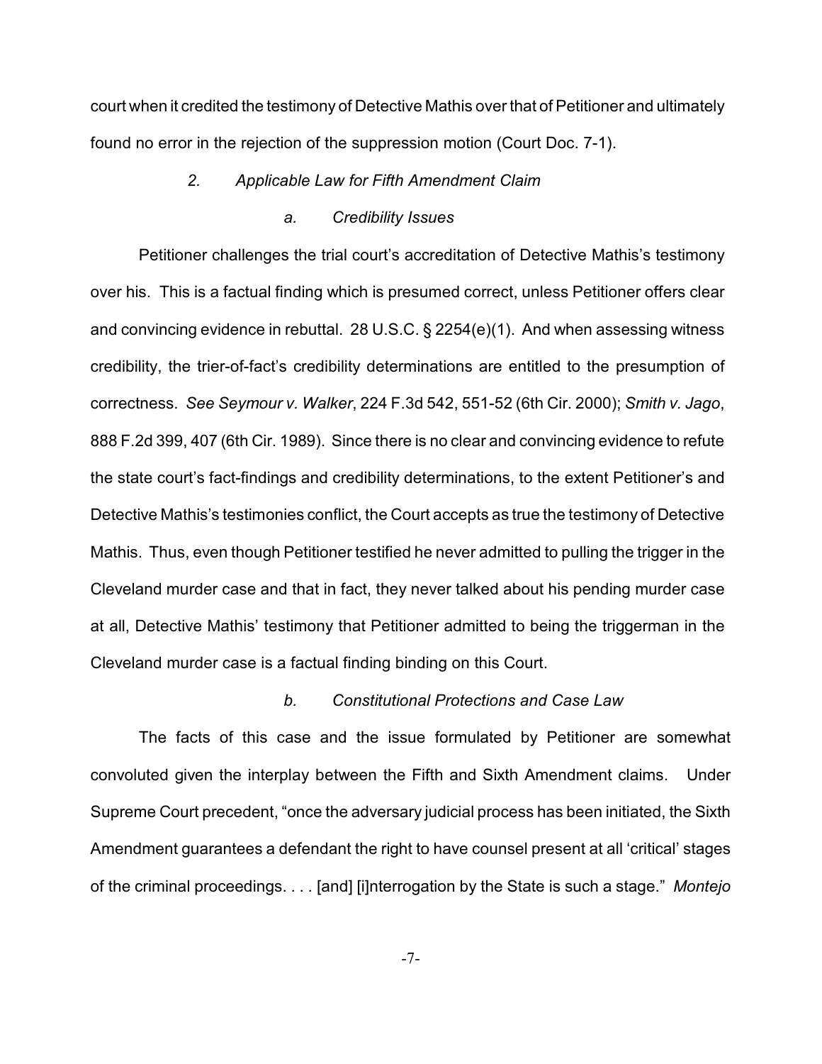court when it credited the testimony of Detective Mathis over that of Petitioner and ultimately found no error in the rejection of the suppression motion (Court Doc. 7-1).

*2. Applicable Law for Fifth Amendment Claim*

*a. Credibility Issues*

Petitioner challenges the trial court's accreditation of Detective Mathis's testimony over his. This is a factual finding which is presumed correct, unless Petitioner offers clear and convincing evidence in rebuttal. 28 U.S.C. § 2254(e)(1). And when assessing witness credibility, the trier-of-fact's credibility determinations are entitled to the presumption of correctness. *See Seymour v. Walker*, 224 F.3d 542, 551-52 (6th Cir. 2000); *Smith v. Jago*, 888 F.2d 399, 407 (6th Cir. 1989). Since there is no clear and convincing evidence to refute the state court's fact-findings and credibility determinations, to the extent Petitioner's and Detective Mathis's testimonies conflict, the Court accepts as true the testimony of Detective Mathis. Thus, even though Petitioner testified he never admitted to pulling the trigger in the Cleveland murder case and that in fact, they never talked about his pending murder case at all, Detective Mathis' testimony that Petitioner admitted to being the triggerman in the Cleveland murder case is a factual finding binding on this Court.

*b. Constitutional Protections and Case Law*

The facts of this case and the issue formulated by Petitioner are somewhat convoluted given the interplay between the Fifth and Sixth Amendment claims. Under Supreme Court precedent, "once the adversary judicial process has been initiated, the Sixth Amendment guarantees a defendant the right to have counsel present at all 'critical' stages of the criminal proceedings. . . . [and] [i]nterrogation by the State is such a stage." *Montejo*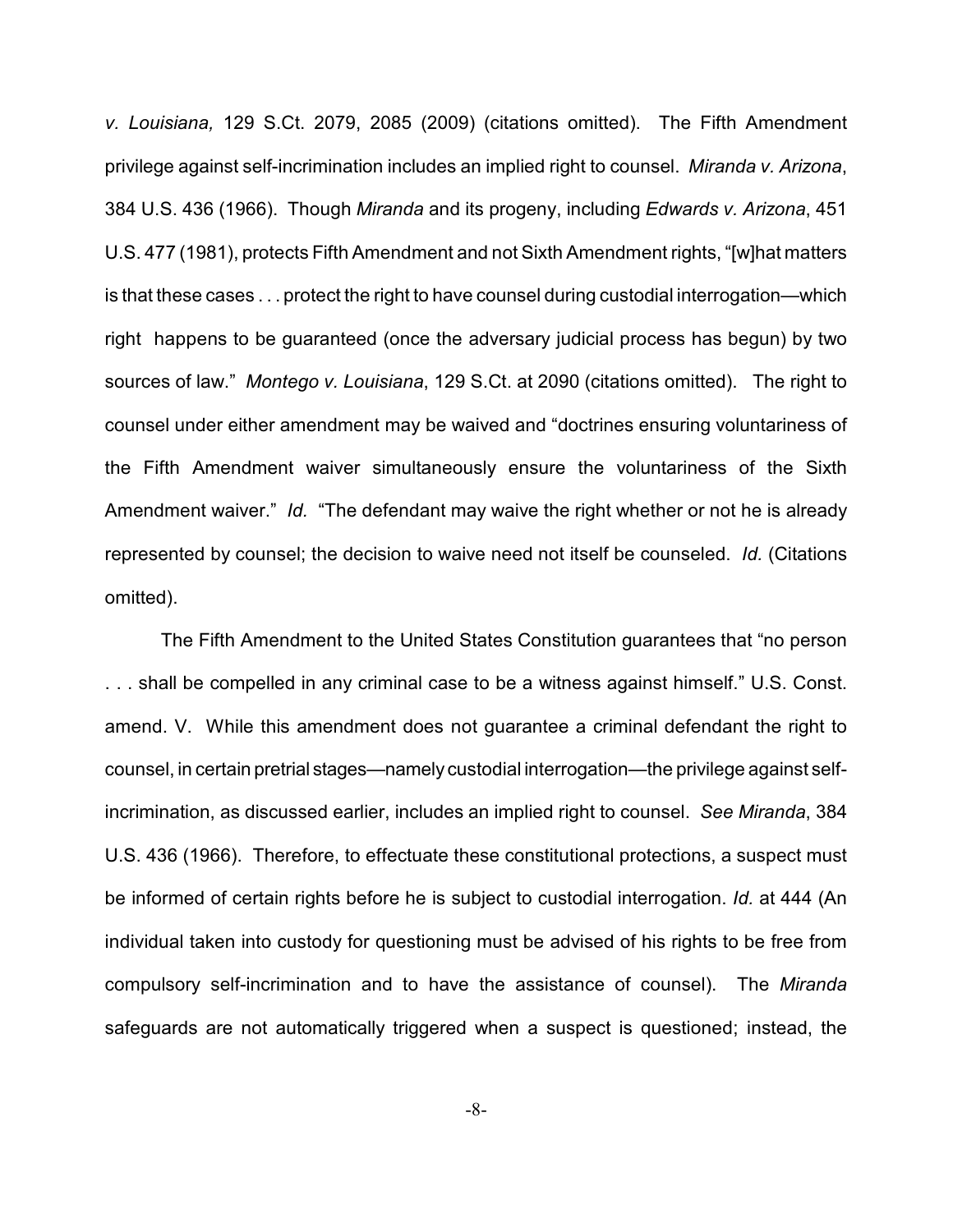*v. Louisiana,* 129 S.Ct. 2079, 2085 (2009) (citations omitted). The Fifth Amendment privilege against self-incrimination includes an implied right to counsel. *Miranda v. Arizona*, 384 U.S. 436 (1966). Though *Miranda* and its progeny, including *Edwards v. Arizona*, 451 U.S. 477 (1981), protects Fifth Amendment and not Sixth Amendment rights, "[w]hat matters is that these cases . . . protect the right to have counsel during custodial interrogation—which right happens to be guaranteed (once the adversary judicial process has begun) by two sources of law." *Montego v. Louisiana*, 129 S.Ct. at 2090 (citations omitted). The right to counsel under either amendment may be waived and "doctrines ensuring voluntariness of the Fifth Amendment waiver simultaneously ensure the voluntariness of the Sixth Amendment waiver." *Id.* "The defendant may waive the right whether or not he is already represented by counsel; the decision to waive need not itself be counseled. *Id.* (Citations omitted).

The Fifth Amendment to the United States Constitution guarantees that "no person . . . shall be compelled in any criminal case to be a witness against himself." U.S. Const. amend. V. While this amendment does not guarantee a criminal defendant the right to counsel, in certain pretrial stages—namely custodial interrogation—the privilege against self-incrimination, as discussed earlier, includes an implied right to counsel. *See Miranda*, 384 U.S. 436 (1966). Therefore, to effectuate these constitutional protections, a suspect must be informed of certain rights before he is subject to custodial interrogation. *Id.* at 444 (An individual taken into custody for questioning must be advised of his rights to be free from compulsory self-incrimination and to have the assistance of counsel). The *Miranda* safeguards are not automatically triggered when a suspect is questioned; instead, the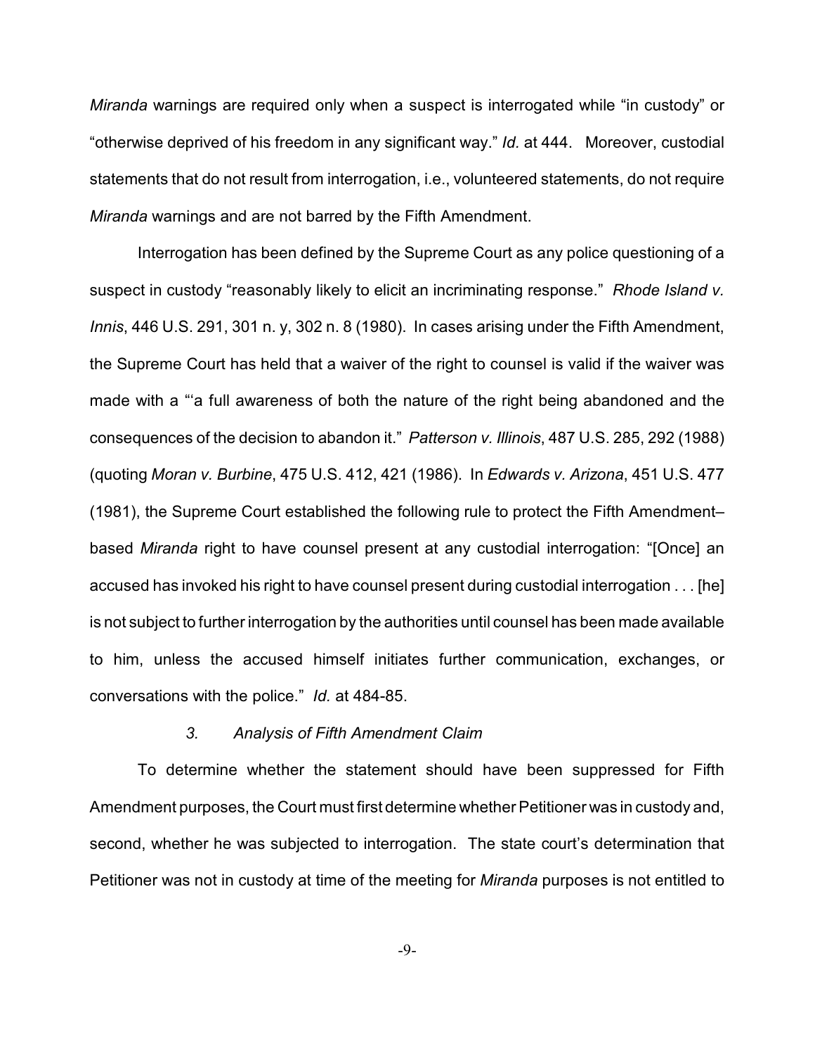*Miranda* warnings are required only when a suspect is interrogated while "in custody" or "otherwise deprived of his freedom in any significant way." *Id.* at 444. Moreover, custodial statements that do not result from interrogation, i.e., volunteered statements, do not require *Miranda* warnings and are not barred by the Fifth Amendment.

Interrogation has been defined by the Supreme Court as any police questioning of a suspect in custody "reasonably likely to elicit an incriminating response." *Rhode Island v. Innis*, 446 U.S. 291, 301 n. y, 302 n. 8 (1980). In cases arising under the Fifth Amendment, the Supreme Court has held that a waiver of the right to counsel is valid if the waiver was made with a "'a full awareness of both the nature of the right being abandoned and the consequences of the decision to abandon it." *Patterson v. Illinois*, 487 U.S. 285, 292 (1988) (quoting *Moran v. Burbine*, 475 U.S. 412, 421 (1986). In *Edwards v. Arizona*, 451 U.S. 477 (1981), the Supreme Court established the following rule to protect the Fifth Amendment–based *Miranda* right to have counsel present at any custodial interrogation: "[Once] an accused has invoked his right to have counsel present during custodial interrogation . . . [he] is not subject to further interrogation by the authorities until counsel has been made available to him, unless the accused himself initiates further communication, exchanges, or conversations with the police." *Id.* at 484-85.

### *3. Analysis of Fifth Amendment Claim*

To determine whether the statement should have been suppressed for Fifth Amendment purposes, the Court must first determine whether Petitioner was in custody and, second, whether he was subjected to interrogation. The state court's determination that Petitioner was not in custody at time of the meeting for *Miranda* purposes is not entitled to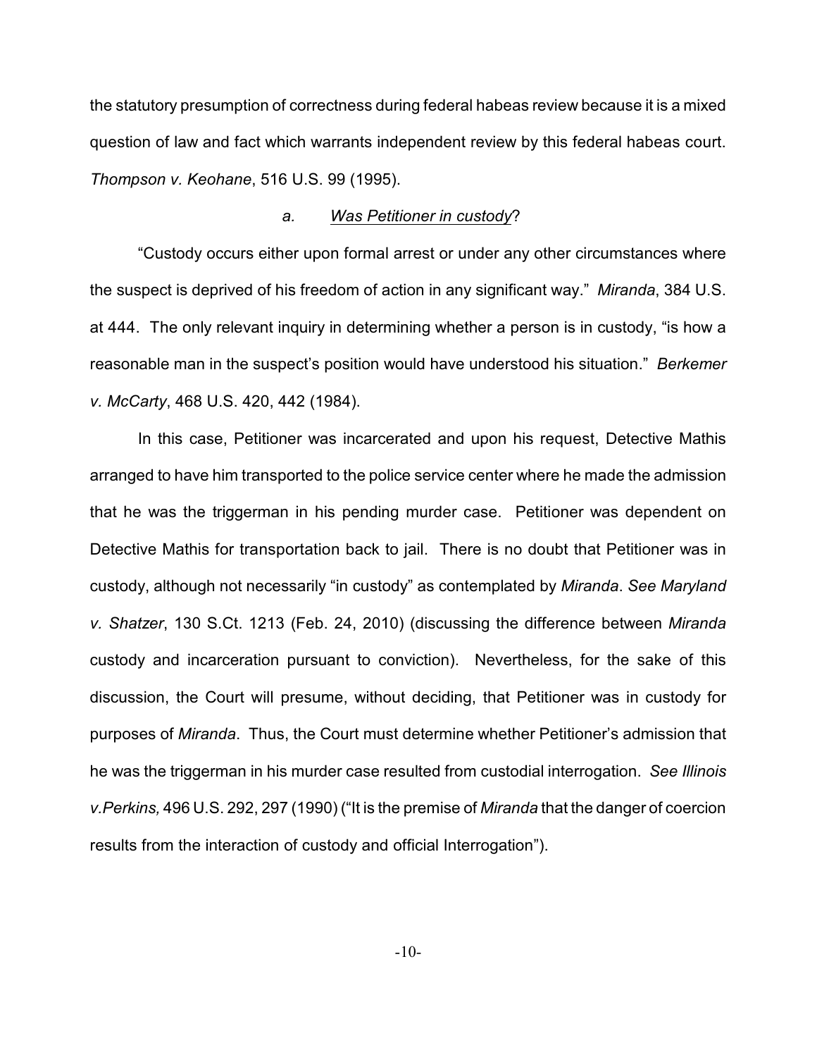the statutory presumption of correctness during federal habeas review because it is a mixed question of law and fact which warrants independent review by this federal habeas court. *Thompson v. Keohane*, 516 U.S. 99 (1995).

*a. Was Petitioner in custody?*

"Custody occurs either upon formal arrest or under any other circumstances where the suspect is deprived of his freedom of action in any significant way." *Miranda*, 384 U.S. at 444. The only relevant inquiry in determining whether a person is in custody, "is how a reasonable man in the suspect's position would have understood his situation." *Berkemer v. McCarty*, 468 U.S. 420, 442 (1984).

In this case, Petitioner was incarcerated and upon his request, Detective Mathis arranged to have him transported to the police service center where he made the admission that he was the triggerman in his pending murder case. Petitioner was dependent on Detective Mathis for transportation back to jail. There is no doubt that Petitioner was in custody, although not necessarily "in custody" as contemplated by *Miranda*. *See Maryland v. Shatzer*, 130 S.Ct. 1213 (Feb. 24, 2010) (discussing the difference between *Miranda* custody and incarceration pursuant to conviction). Nevertheless, for the sake of this discussion, the Court will presume, without deciding, that Petitioner was in custody for purposes of *Miranda*. Thus, the Court must determine whether Petitioner's admission that he was the triggerman in his murder case resulted from custodial interrogation. *See Illinois v.Perkins,* 496 U.S. 292, 297 (1990) ("It is the premise of *Miranda* that the danger of coercion results from the interaction of custody and official Interrogation").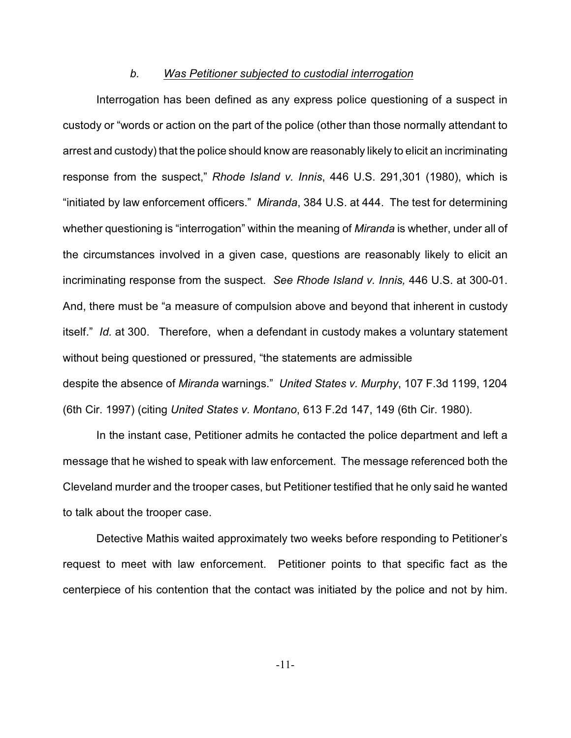### *b. Was Petitioner subjected to custodial interrogation*

Interrogation has been defined as any express police questioning of a suspect in custody or "words or action on the part of the police (other than those normally attendant to arrest and custody) that the police should know are reasonably likely to elicit an incriminating response from the suspect," *Rhode Island v. Innis*, 446 U.S. 291,301 (1980), which is "initiated by law enforcement officers." *Miranda*, 384 U.S. at 444. The test for determining whether questioning is "interrogation" within the meaning of *Miranda* is whether, under all of the circumstances involved in a given case, questions are reasonably likely to elicit an incriminating response from the suspect. *See Rhode Island v. Innis,* 446 U.S. at 300-01. And, there must be "a measure of compulsion above and beyond that inherent in custody itself." *Id.* at 300. Therefore, when a defendant in custody makes a voluntary statement without being questioned or pressured, "the statements are admissible despite the absence of *Miranda* warnings." *United States v. Murphy*, 107 F.3d 1199, 1204 (6th Cir. 1997) (citing *United States v. Montano*, 613 F.2d 147, 149 (6th Cir. 1980).

In the instant case, Petitioner admits he contacted the police department and left a message that he wished to speak with law enforcement. The message referenced both the Cleveland murder and the trooper cases, but Petitioner testified that he only said he wanted to talk about the trooper case.

Detective Mathis waited approximately two weeks before responding to Petitioner's request to meet with law enforcement. Petitioner points to that specific fact as the centerpiece of his contention that the contact was initiated by the police and not by him.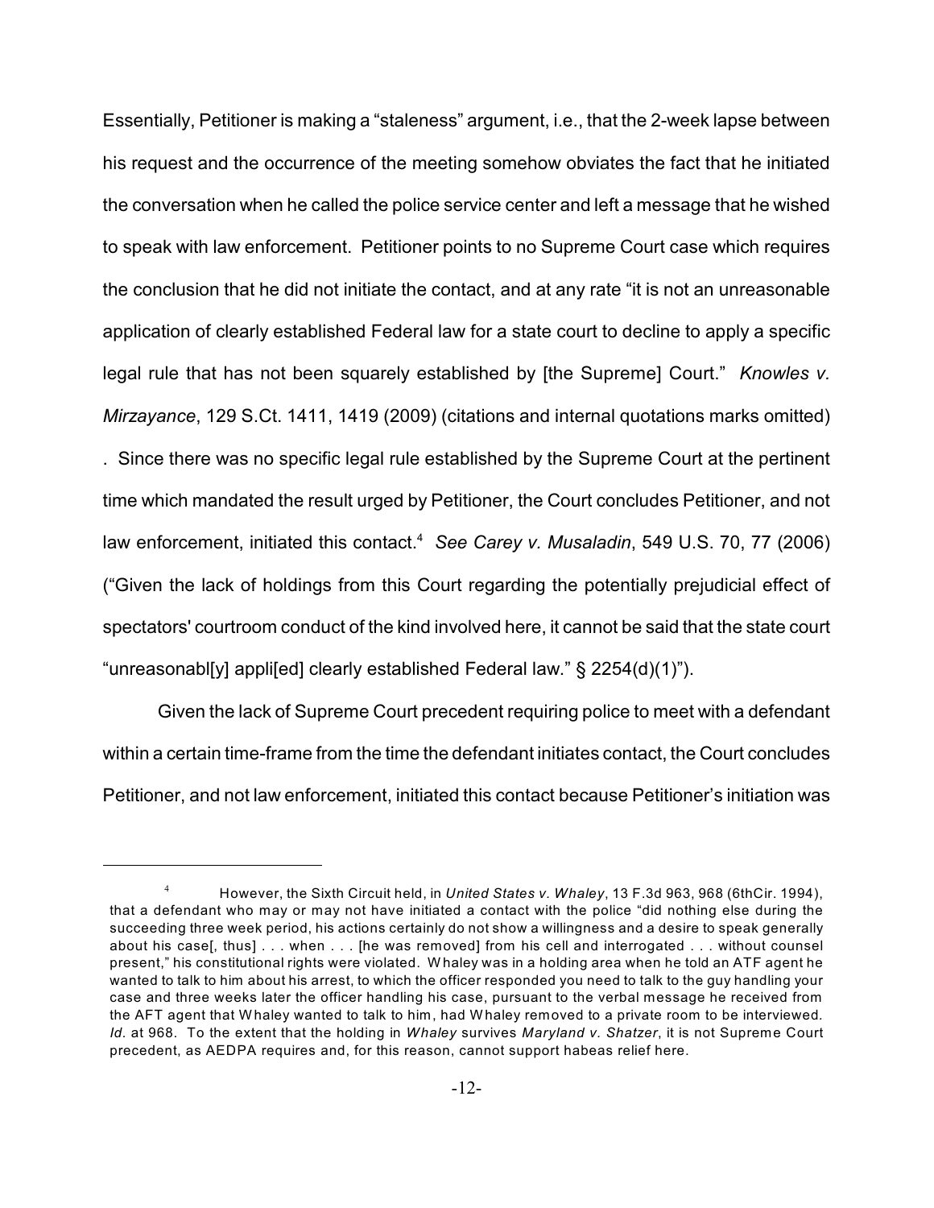Essentially, Petitioner is making a "staleness" argument, i.e., that the 2-week lapse between his request and the occurrence of the meeting somehow obviates the fact that he initiated the conversation when he called the police service center and left a message that he wished to speak with law enforcement. Petitioner points to no Supreme Court case which requires the conclusion that he did not initiate the contact, and at any rate "it is not an unreasonable application of clearly established Federal law for a state court to decline to apply a specific legal rule that has not been squarely established by [the Supreme] Court." *Knowles v. Mirzayance*, 129 S.Ct. 1411, 1419 (2009) (citations and internal quotations marks omitted) . Since there was no specific legal rule established by the Supreme Court at the pertinent time which mandated the result urged by Petitioner, the Court concludes Petitioner, and not law enforcement, initiated this contact.[4] *See Carey v. Musaladin*, 549 U.S. 70, 77 (2006) ("Given the lack of holdings from this Court regarding the potentially prejudicial effect of spectators' courtroom conduct of the kind involved here, it cannot be said that the state court "unreasonabl[y] appli[ed] clearly established Federal law." § 2254(d)(1)").

Given the lack of Supreme Court precedent requiring police to meet with a defendant within a certain time-frame from the time the defendant initiates contact, the Court concludes Petitioner, and not law enforcement, initiated this contact because Petitioner's initiation was

---

[4] However, the Sixth Circuit held, in *United States v. Whaley*, 13 F.3d 963, 968 (6thCir. 1994), that a defendant who may or may not have initiated a contact with the police "did nothing else during the succeeding three week period, his actions certainly do not show a willingness and a desire to speak generally about his case[, thus] . . . when . . . [he was removed] from his cell and interrogated . . . without counsel present," his constitutional rights were violated. Whaley was in a holding area when he told an ATF agent he wanted to talk to him about his arrest, to which the officer responded you need to talk to the guy handling your case and three weeks later the officer handling his case, pursuant to the verbal message he received from the AFT agent that Whaley wanted to talk to him, had Whaley removed to a private room to be interviewed. *Id.* at 968. To the extent that the holding in *Whaley* survives *Maryland v. Shatzer*, it is not Supreme Court precedent, as AEDPA requires and, for this reason, cannot support habeas relief here.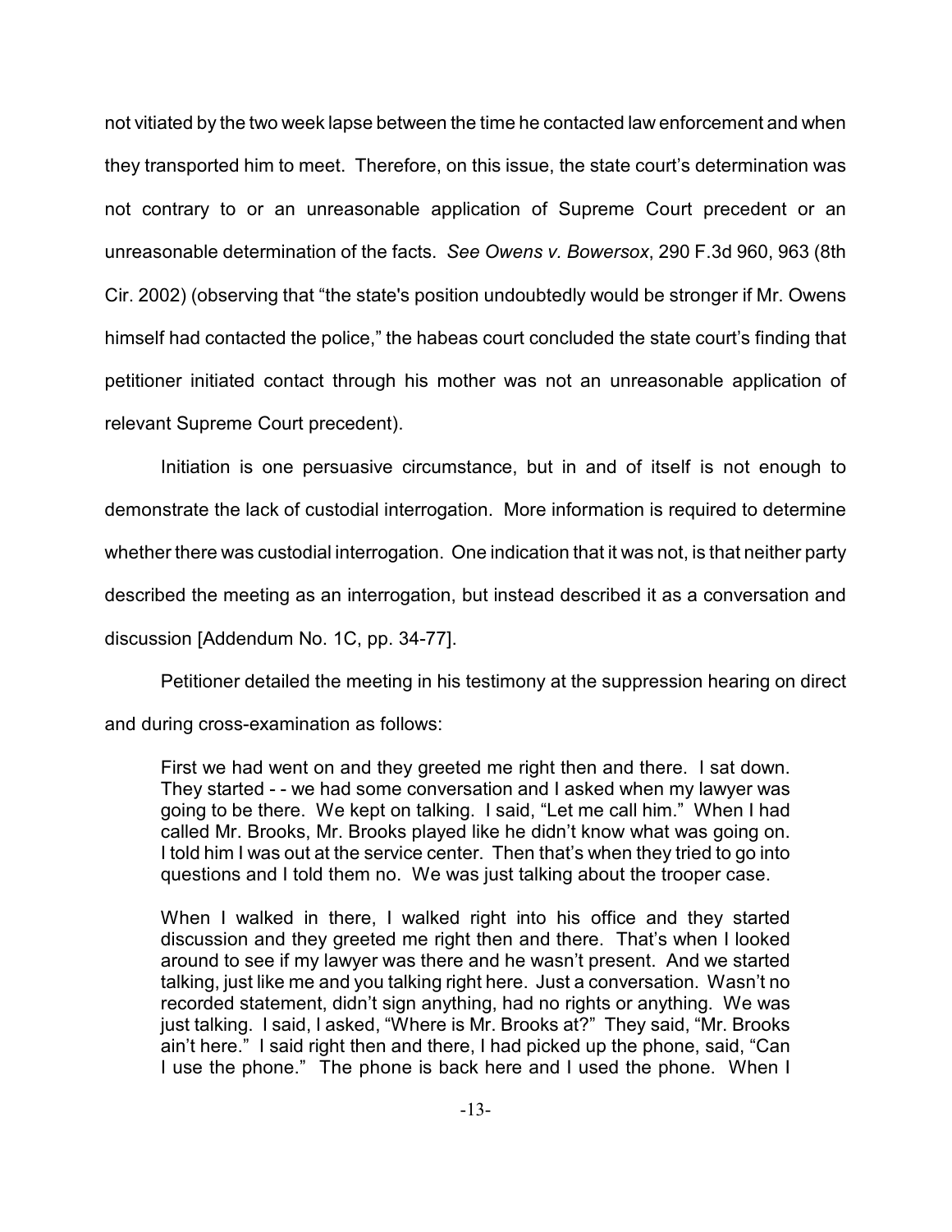not vitiated by the two week lapse between the time he contacted law enforcement and when they transported him to meet. Therefore, on this issue, the state court's determination was not contrary to or an unreasonable application of Supreme Court precedent or an unreasonable determination of the facts. *See Owens v. Bowersox*, 290 F.3d 960, 963 (8th Cir. 2002) (observing that "the state's position undoubtedly would be stronger if Mr. Owens himself had contacted the police," the habeas court concluded the state court's finding that petitioner initiated contact through his mother was not an unreasonable application of relevant Supreme Court precedent).

Initiation is one persuasive circumstance, but in and of itself is not enough to demonstrate the lack of custodial interrogation. More information is required to determine whether there was custodial interrogation. One indication that it was not, is that neither party described the meeting as an interrogation, but instead described it as a conversation and discussion [Addendum No. 1C, pp. 34-77].

Petitioner detailed the meeting in his testimony at the suppression hearing on direct and during cross-examination as follows:

> First we had went on and they greeted me right then and there. I sat down. They started - - we had some conversation and I asked when my lawyer was going to be there. We kept on talking. I said, "Let me call him." When I had called Mr. Brooks, Mr. Brooks played like he didn't know what was going on. I told him I was out at the service center. Then that's when they tried to go into questions and I told them no. We was just talking about the trooper case.
>
> When I walked in there, I walked right into his office and they started discussion and they greeted me right then and there. That's when I looked around to see if my lawyer was there and he wasn't present. And we started talking, just like me and you talking right here. Just a conversation. Wasn't no recorded statement, didn't sign anything, had no rights or anything. We was just talking. I said, I asked, "Where is Mr. Brooks at?" They said, "Mr. Brooks ain't here." I said right then and there, I had picked up the phone, said, "Can I use the phone." The phone is back here and I used the phone. When I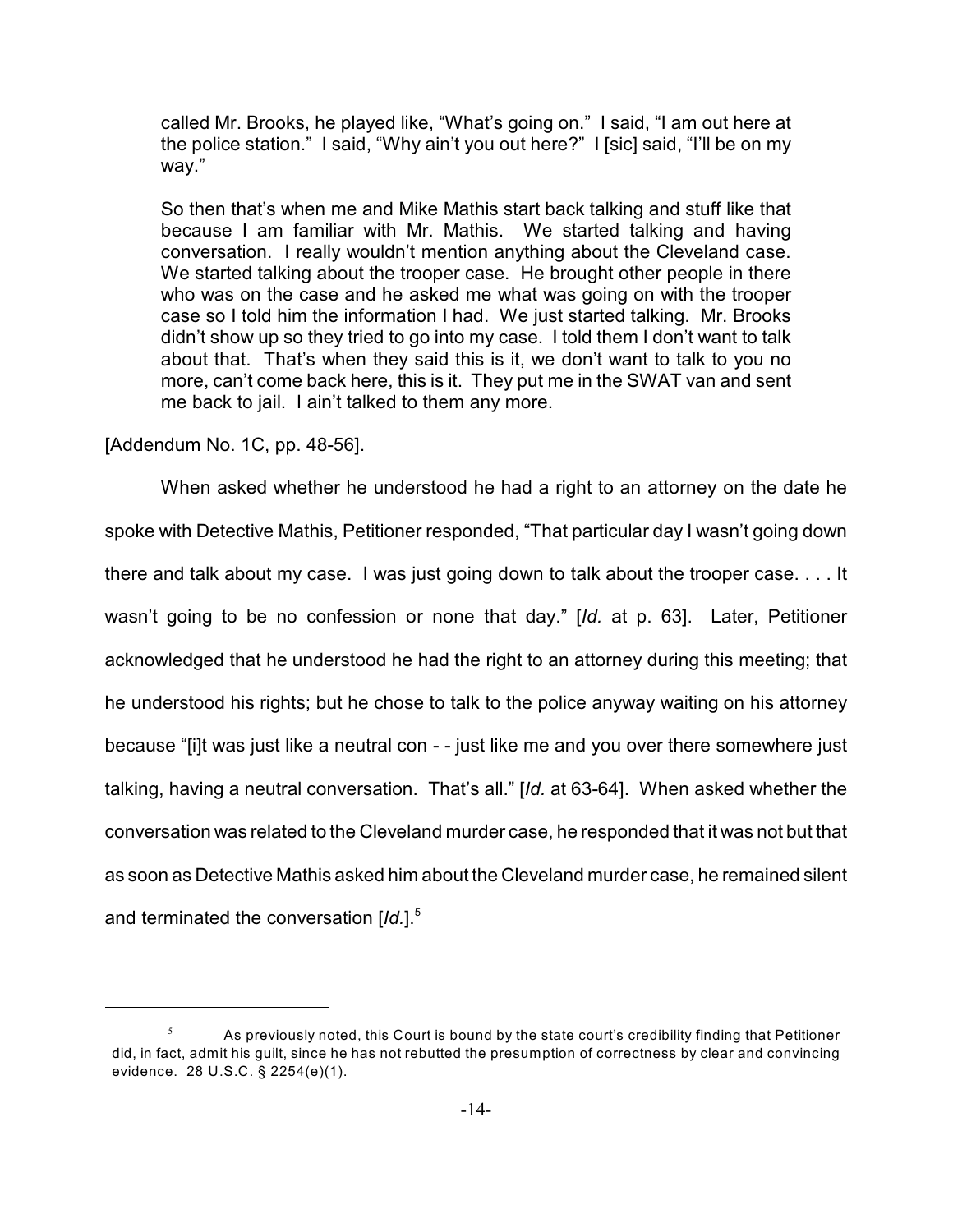> called Mr. Brooks, he played like, "What's going on." I said, "I am out here at the police station." I said, "Why ain't you out here?" I [sic] said, "I'll be on my way."
>
> So then that's when me and Mike Mathis start back talking and stuff like that because I am familiar with Mr. Mathis. We started talking and having conversation. I really wouldn't mention anything about the Cleveland case. We started talking about the trooper case. He brought other people in there who was on the case and he asked me what was going on with the trooper case so I told him the information I had. We just started talking. Mr. Brooks didn't show up so they tried to go into my case. I told them I don't want to talk about that. That's when they said this is it, we don't want to talk to you no more, can't come back here, this is it. They put me in the SWAT van and sent me back to jail. I ain't talked to them any more.

[Addendum No. 1C, pp. 48-56].

When asked whether he understood he had a right to an attorney on the date he spoke with Detective Mathis, Petitioner responded, "That particular day I wasn't going down there and talk about my case. I was just going down to talk about the trooper case. . . . It wasn't going to be no confession or none that day." [*Id.* at p. 63]. Later, Petitioner acknowledged that he understood he had the right to an attorney during this meeting; that he understood his rights; but he chose to talk to the police anyway waiting on his attorney because "[i]t was just like a neutral con - - just like me and you over there somewhere just talking, having a neutral conversation. That's all." [*Id.* at 63-64]. When asked whether the conversation was related to the Cleveland murder case, he responded that it was not but that as soon as Detective Mathis asked him about the Cleveland murder case, he remained silent and terminated the conversation [*Id.*].[5]

---

[5] As previously noted, this Court is bound by the state court's credibility finding that Petitioner did, in fact, admit his guilt, since he has not rebutted the presumption of correctness by clear and convincing evidence. 28 U.S.C. § 2254(e)(1).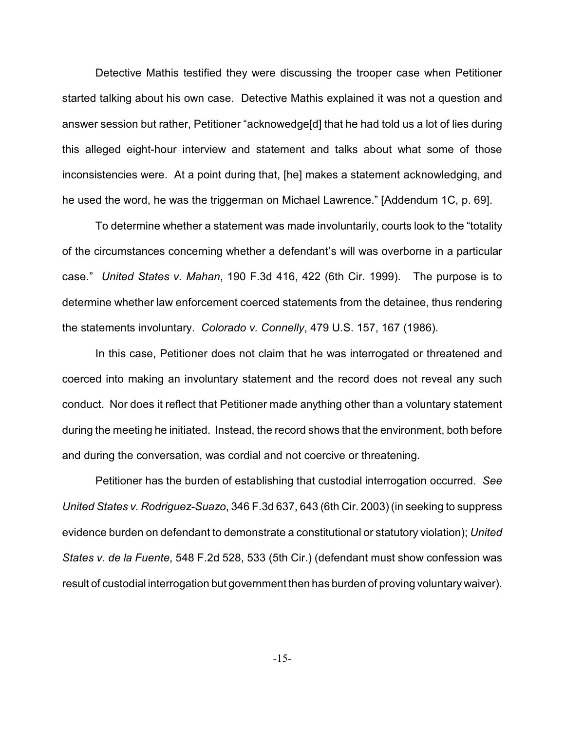Detective Mathis testified they were discussing the trooper case when Petitioner started talking about his own case. Detective Mathis explained it was not a question and answer session but rather, Petitioner "acknowedge[d] that he had told us a lot of lies during this alleged eight-hour interview and statement and talks about what some of those inconsistencies were. At a point during that, [he] makes a statement acknowledging, and he used the word, he was the triggerman on Michael Lawrence." [Addendum 1C, p. 69].

To determine whether a statement was made involuntarily, courts look to the "totality of the circumstances concerning whether a defendant's will was overborne in a particular case." *United States v. Mahan*, 190 F.3d 416, 422 (6th Cir. 1999). The purpose is to determine whether law enforcement coerced statements from the detainee, thus rendering the statements involuntary. *Colorado v. Connelly*, 479 U.S. 157, 167 (1986).

In this case, Petitioner does not claim that he was interrogated or threatened and coerced into making an involuntary statement and the record does not reveal any such conduct. Nor does it reflect that Petitioner made anything other than a voluntary statement during the meeting he initiated. Instead, the record shows that the environment, both before and during the conversation, was cordial and not coercive or threatening.

Petitioner has the burden of establishing that custodial interrogation occurred. *See United States v. Rodriguez-Suazo*, 346 F.3d 637, 643 (6th Cir. 2003) (in seeking to suppress evidence burden on defendant to demonstrate a constitutional or statutory violation); *United States v. de la Fuente*, 548 F.2d 528, 533 (5th Cir.) (defendant must show confession was result of custodial interrogation but government then has burden of proving voluntary waiver).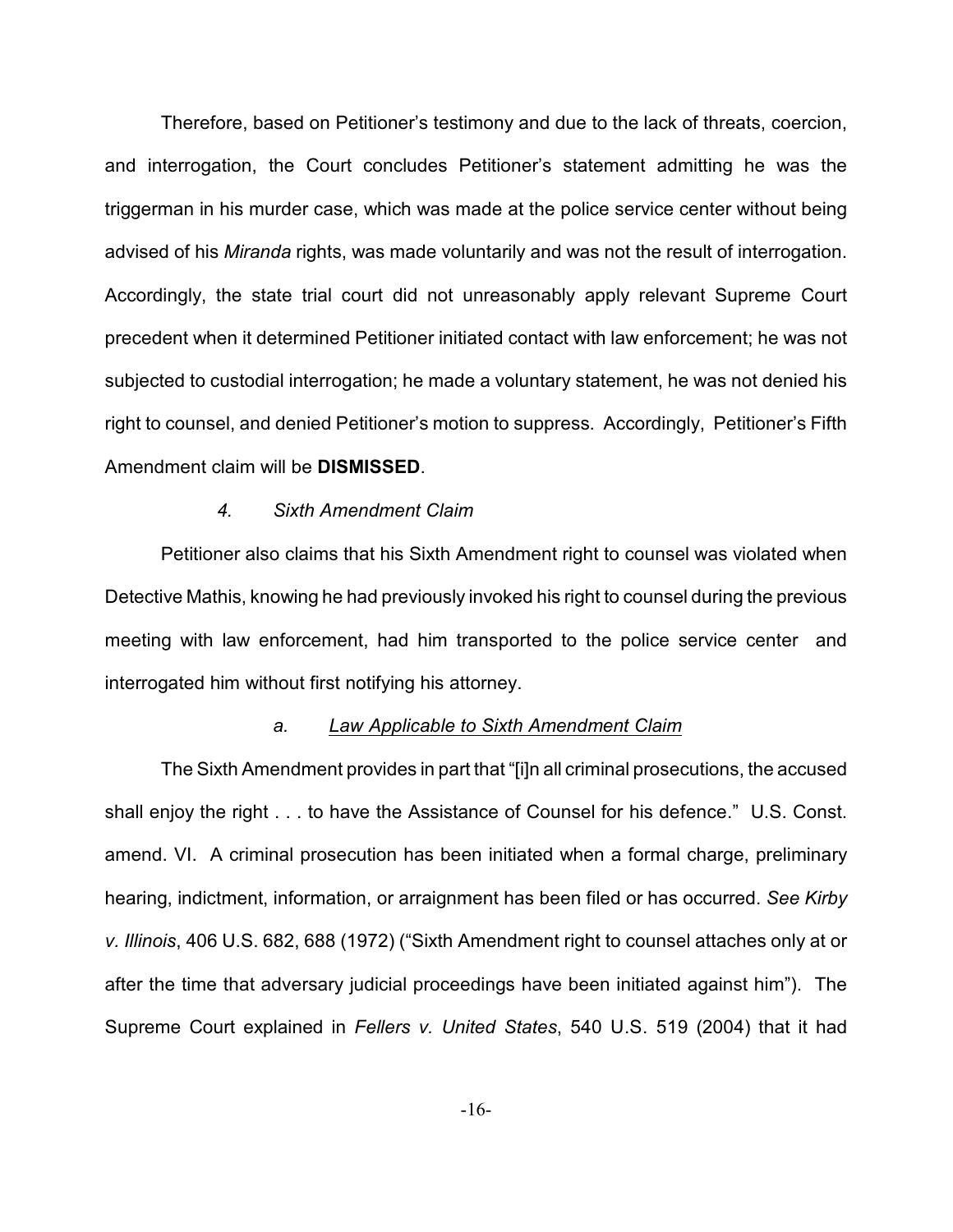Therefore, based on Petitioner's testimony and due to the lack of threats, coercion, and interrogation, the Court concludes Petitioner's statement admitting he was the triggerman in his murder case, which was made at the police service center without being advised of his *Miranda* rights, was made voluntarily and was not the result of interrogation. Accordingly, the state trial court did not unreasonably apply relevant Supreme Court precedent when it determined Petitioner initiated contact with law enforcement; he was not subjected to custodial interrogation; he made a voluntary statement, he was not denied his right to counsel, and denied Petitioner's motion to suppress. Accordingly, Petitioner's Fifth Amendment claim will be **DISMISSED**.

#### *4. Sixth Amendment Claim*

Petitioner also claims that his Sixth Amendment right to counsel was violated when Detective Mathis, knowing he had previously invoked his right to counsel during the previous meeting with law enforcement, had him transported to the police service center and interrogated him without first notifying his attorney.

##### *a. <u>Law Applicable to Sixth Amendment Claim</u>*

The Sixth Amendment provides in part that "[i]n all criminal prosecutions, the accused shall enjoy the right . . . to have the Assistance of Counsel for his defence." U.S. Const. amend. VI. A criminal prosecution has been initiated when a formal charge, preliminary hearing, indictment, information, or arraignment has been filed or has occurred. *See Kirby v. Illinois*, 406 U.S. 682, 688 (1972) ("Sixth Amendment right to counsel attaches only at or after the time that adversary judicial proceedings have been initiated against him"). The Supreme Court explained in *Fellers v. United States*, 540 U.S. 519 (2004) that it had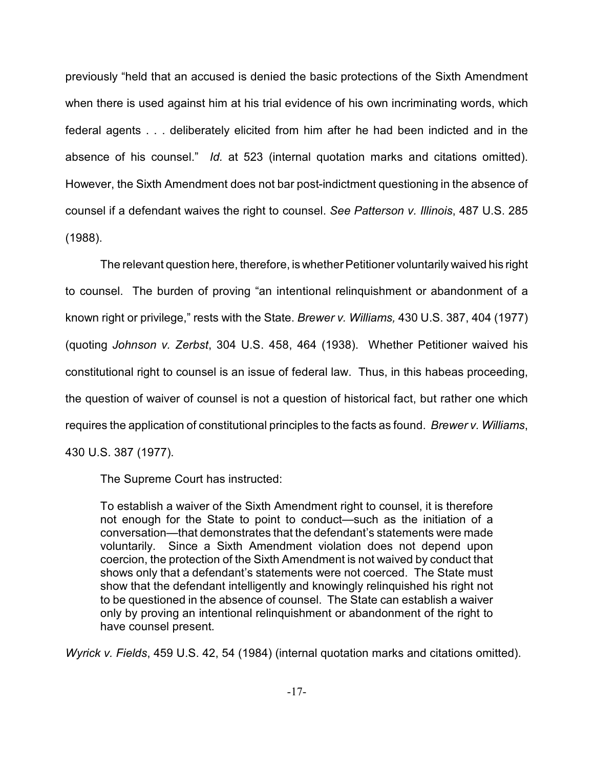previously "held that an accused is denied the basic protections of the Sixth Amendment when there is used against him at his trial evidence of his own incriminating words, which federal agents . . . deliberately elicited from him after he had been indicted and in the absence of his counsel." *Id.* at 523 (internal quotation marks and citations omitted). However, the Sixth Amendment does not bar post-indictment questioning in the absence of counsel if a defendant waives the right to counsel. *See Patterson v. Illinois*, 487 U.S. 285 (1988).

The relevant question here, therefore, is whether Petitioner voluntarily waived his right to counsel. The burden of proving "an intentional relinquishment or abandonment of a known right or privilege," rests with the State. *Brewer v. Williams,* 430 U.S. 387, 404 (1977) (quoting *Johnson v. Zerbst*, 304 U.S. 458, 464 (1938). Whether Petitioner waived his constitutional right to counsel is an issue of federal law. Thus, in this habeas proceeding, the question of waiver of counsel is not a question of historical fact, but rather one which requires the application of constitutional principles to the facts as found. *Brewer v. Williams*, 430 U.S. 387 (1977).

The Supreme Court has instructed:

> To establish a waiver of the Sixth Amendment right to counsel, it is therefore not enough for the State to point to conduct—such as the initiation of a conversation—that demonstrates that the defendant's statements were made voluntarily. Since a Sixth Amendment violation does not depend upon coercion, the protection of the Sixth Amendment is not waived by conduct that shows only that a defendant's statements were not coerced. The State must show that the defendant intelligently and knowingly relinquished his right not to be questioned in the absence of counsel. The State can establish a waiver only by proving an intentional relinquishment or abandonment of the right to have counsel present.

*Wyrick v. Fields*, 459 U.S. 42, 54 (1984) (internal quotation marks and citations omitted).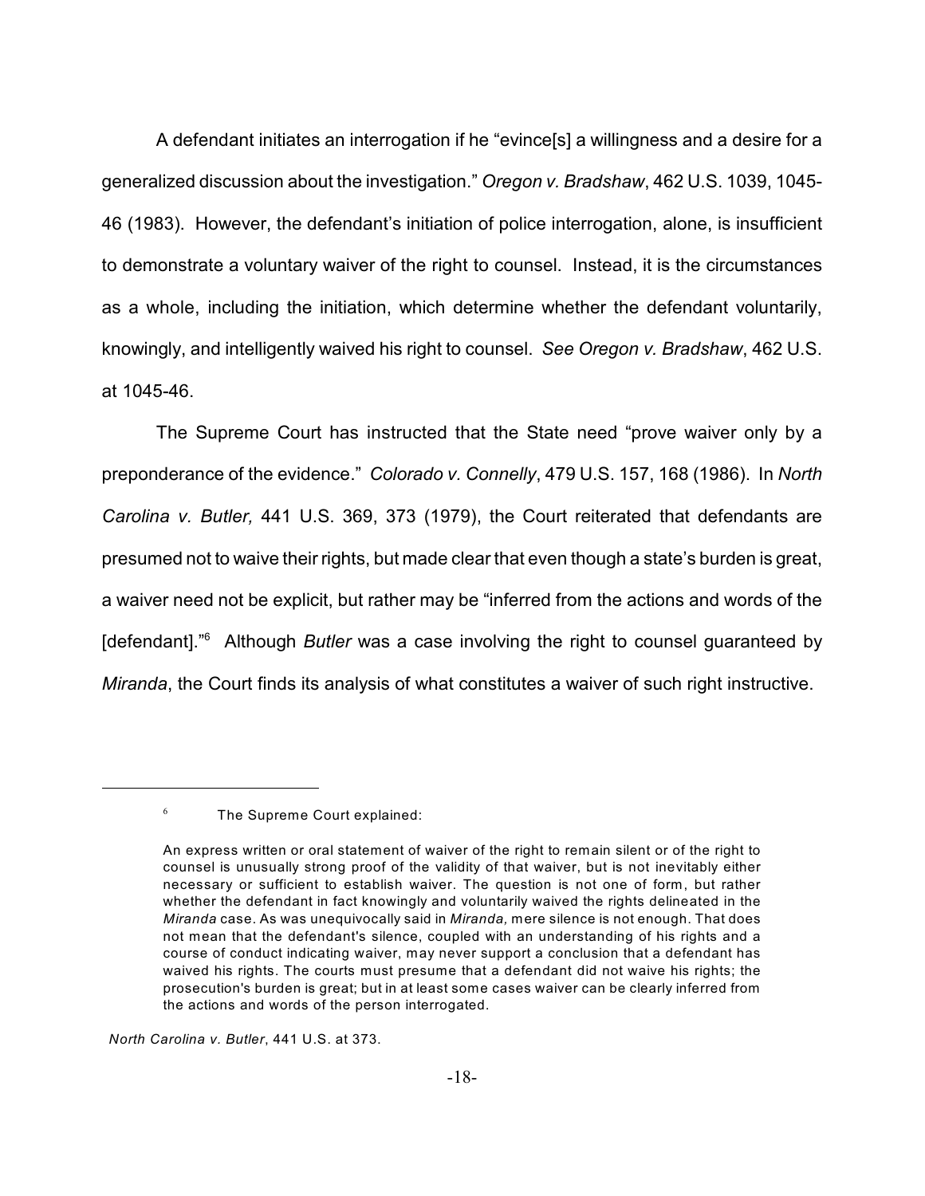A defendant initiates an interrogation if he "evince[s] a willingness and a desire for a generalized discussion about the investigation." *Oregon v. Bradshaw*, 462 U.S. 1039, 1045-46 (1983). However, the defendant's initiation of police interrogation, alone, is insufficient to demonstrate a voluntary waiver of the right to counsel. Instead, it is the circumstances as a whole, including the initiation, which determine whether the defendant voluntarily, knowingly, and intelligently waived his right to counsel. *See Oregon v. Bradshaw*, 462 U.S. at 1045-46.

The Supreme Court has instructed that the State need "prove waiver only by a preponderance of the evidence." *Colorado v. Connelly*, 479 U.S. 157, 168 (1986). In *North Carolina v. Butler,* 441 U.S. 369, 373 (1979), the Court reiterated that defendants are presumed not to waive their rights, but made clear that even though a state's burden is great, a waiver need not be explicit, but rather may be "inferred from the actions and words of the [defendant]."[6] Although *Butler* was a case involving the right to counsel guaranteed by *Miranda*, the Court finds its analysis of what constitutes a waiver of such right instructive.

---

[6] The Supreme Court explained:

> An express written or oral statement of waiver of the right to remain silent or of the right to counsel is usually strong proof of the validity of that waiver, but is not inevitably either necessary or sufficient to establish waiver. The question is not one of form, but rather whether the defendant in fact knowingly and voluntarily waived the rights delineated in the *Miranda* case. As was unequivocally said in *Miranda,* mere silence is not enough. That does not mean that the defendant's silence, coupled with an understanding of his rights and a course of conduct indicating waiver, may never support a conclusion that a defendant has waived his rights. The courts must presume that a defendant did not waive his rights; the prosecution's burden is great; but in at least some cases waiver can be clearly inferred from the actions and words of the person interrogated.

*North Carolina v. Butler*, 441 U.S. at 373.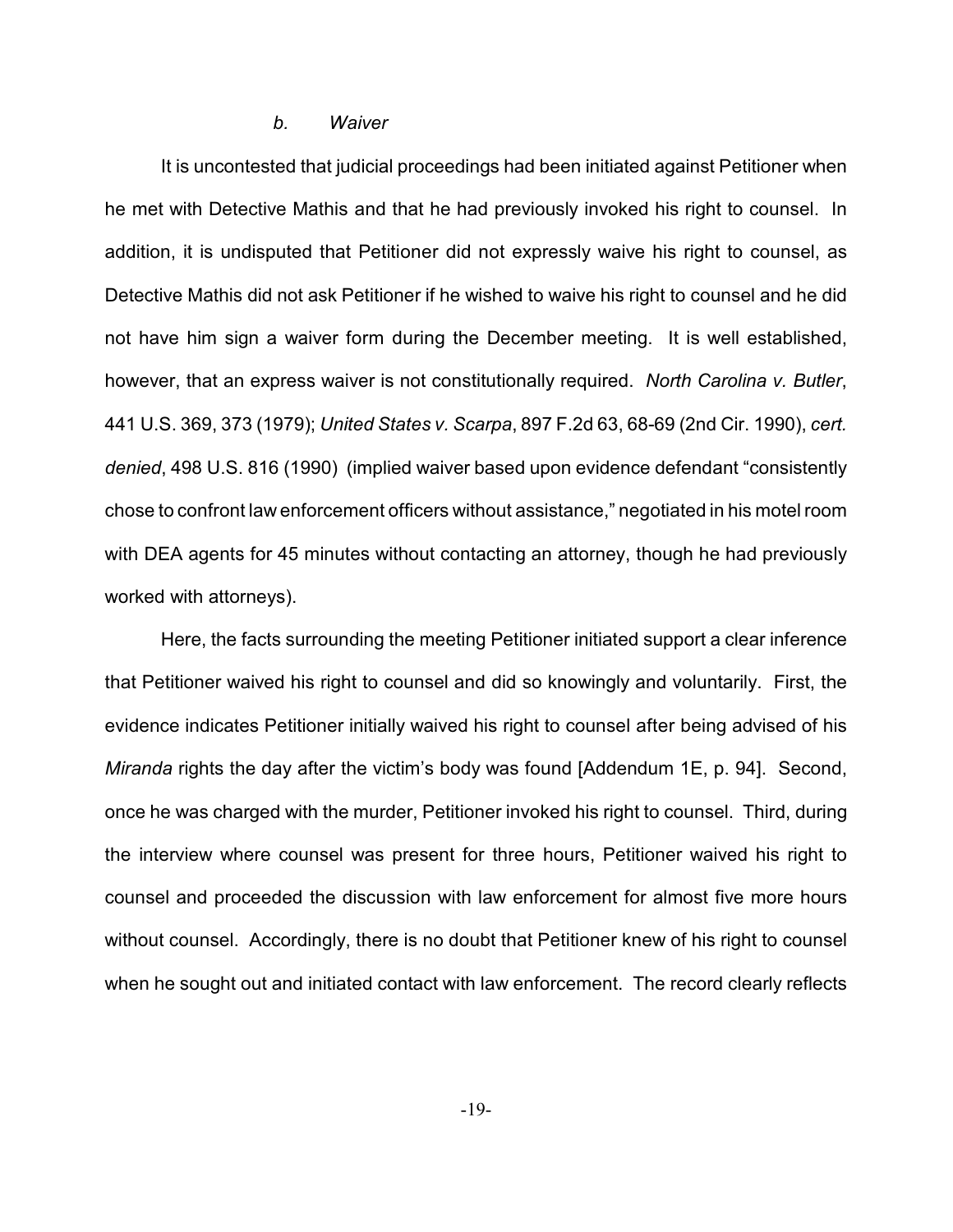*b. Waiver*

It is uncontested that judicial proceedings had been initiated against Petitioner when he met with Detective Mathis and that he had previously invoked his right to counsel. In addition, it is undisputed that Petitioner did not expressly waive his right to counsel, as Detective Mathis did not ask Petitioner if he wished to waive his right to counsel and he did not have him sign a waiver form during the December meeting. It is well established, however, that an express waiver is not constitutionally required. *North Carolina v. Butler*, 441 U.S. 369, 373 (1979); *United States v. Scarpa*, 897 F.2d 63, 68-69 (2nd Cir. 1990), *cert. denied*, 498 U.S. 816 (1990) (implied waiver based upon evidence defendant "consistently chose to confront law enforcement officers without assistance," negotiated in his motel room with DEA agents for 45 minutes without contacting an attorney, though he had previously worked with attorneys).

Here, the facts surrounding the meeting Petitioner initiated support a clear inference that Petitioner waived his right to counsel and did so knowingly and voluntarily. First, the evidence indicates Petitioner initially waived his right to counsel after being advised of his *Miranda* rights the day after the victim's body was found [Addendum 1E, p. 94]. Second, once he was charged with the murder, Petitioner invoked his right to counsel. Third, during the interview where counsel was present for three hours, Petitioner waived his right to counsel and proceeded the discussion with law enforcement for almost five more hours without counsel. Accordingly, there is no doubt that Petitioner knew of his right to counsel when he sought out and initiated contact with law enforcement. The record clearly reflects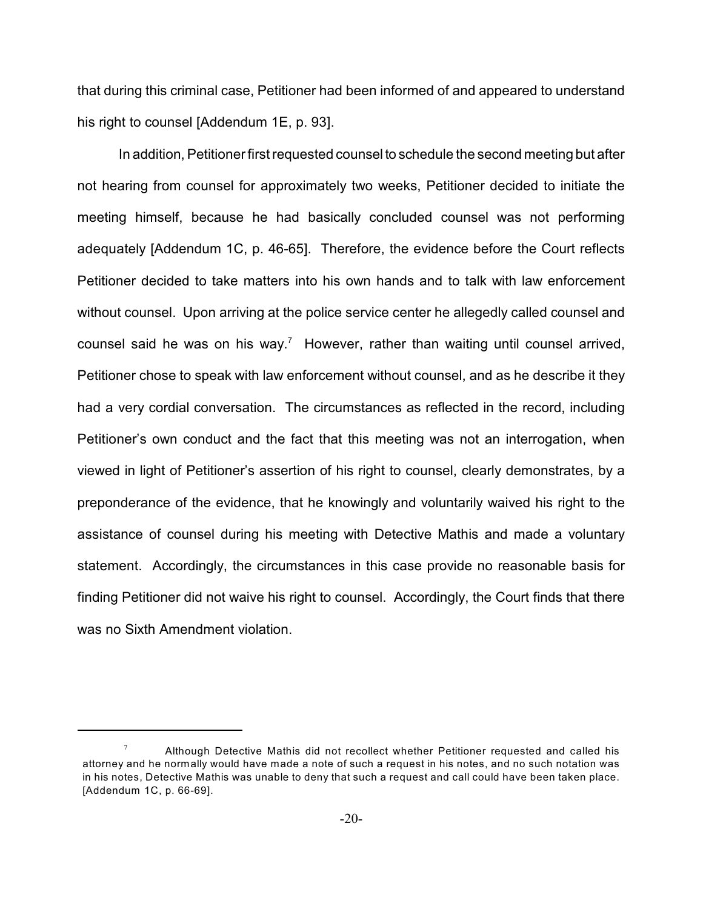that during this criminal case, Petitioner had been informed of and appeared to understand his right to counsel [Addendum 1E, p. 93].

In addition, Petitioner first requested counsel to schedule the second meeting but after not hearing from counsel for approximately two weeks, Petitioner decided to initiate the meeting himself, because he had basically concluded counsel was not performing adequately [Addendum 1C, p. 46-65]. Therefore, the evidence before the Court reflects Petitioner decided to take matters into his own hands and to talk with law enforcement without counsel. Upon arriving at the police service center he allegedly called counsel and counsel said he was on his way.[7] However, rather than waiting until counsel arrived, Petitioner chose to speak with law enforcement without counsel, and as he describe it they had a very cordial conversation. The circumstances as reflected in the record, including Petitioner's own conduct and the fact that this meeting was not an interrogation, when viewed in light of Petitioner's assertion of his right to counsel, clearly demonstrates, by a preponderance of the evidence, that he knowingly and voluntarily waived his right to the assistance of counsel during his meeting with Detective Mathis and made a voluntary statement. Accordingly, the circumstances in this case provide no reasonable basis for finding Petitioner did not waive his right to counsel. Accordingly, the Court finds that there was no Sixth Amendment violation.

---

[7] Although Detective Mathis did not recollect whether Petitioner requested and called his attorney and he normally would have made a note of such a request in his notes, and no such notation was in his notes, Detective Mathis was unable to deny that such a request and call could have been taken place. [Addendum 1C, p. 66-69].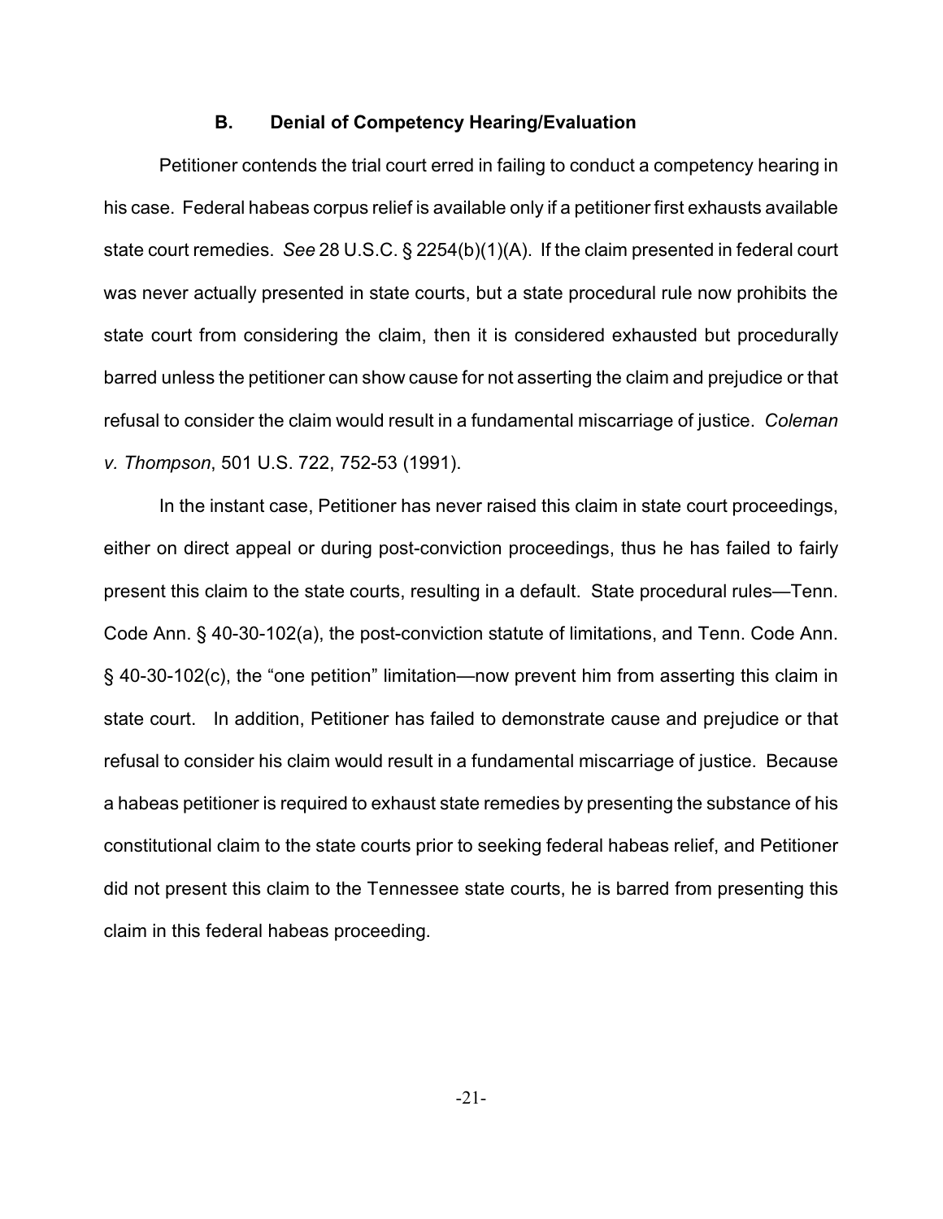### B. Denial of Competency Hearing/Evaluation

Petitioner contends the trial court erred in failing to conduct a competency hearing in his case. Federal habeas corpus relief is available only if a petitioner first exhausts available state court remedies. *See* 28 U.S.C. § 2254(b)(1)(A). If the claim presented in federal court was never actually presented in state courts, but a state procedural rule now prohibits the state court from considering the claim, then it is considered exhausted but procedurally barred unless the petitioner can show cause for not asserting the claim and prejudice or that refusal to consider the claim would result in a fundamental miscarriage of justice. *Coleman v. Thompson*, 501 U.S. 722, 752-53 (1991).

In the instant case, Petitioner has never raised this claim in state court proceedings, either on direct appeal or during post-conviction proceedings, thus he has failed to fairly present this claim to the state courts, resulting in a default. State procedural rules—Tenn. Code Ann. § 40-30-102(a), the post-conviction statute of limitations, and Tenn. Code Ann. § 40-30-102(c), the "one petition" limitation—now prevent him from asserting this claim in state court. In addition, Petitioner has failed to demonstrate cause and prejudice or that refusal to consider his claim would result in a fundamental miscarriage of justice. Because a habeas petitioner is required to exhaust state remedies by presenting the substance of his constitutional claim to the state courts prior to seeking federal habeas relief, and Petitioner did not present this claim to the Tennessee state courts, he is barred from presenting this claim in this federal habeas proceeding.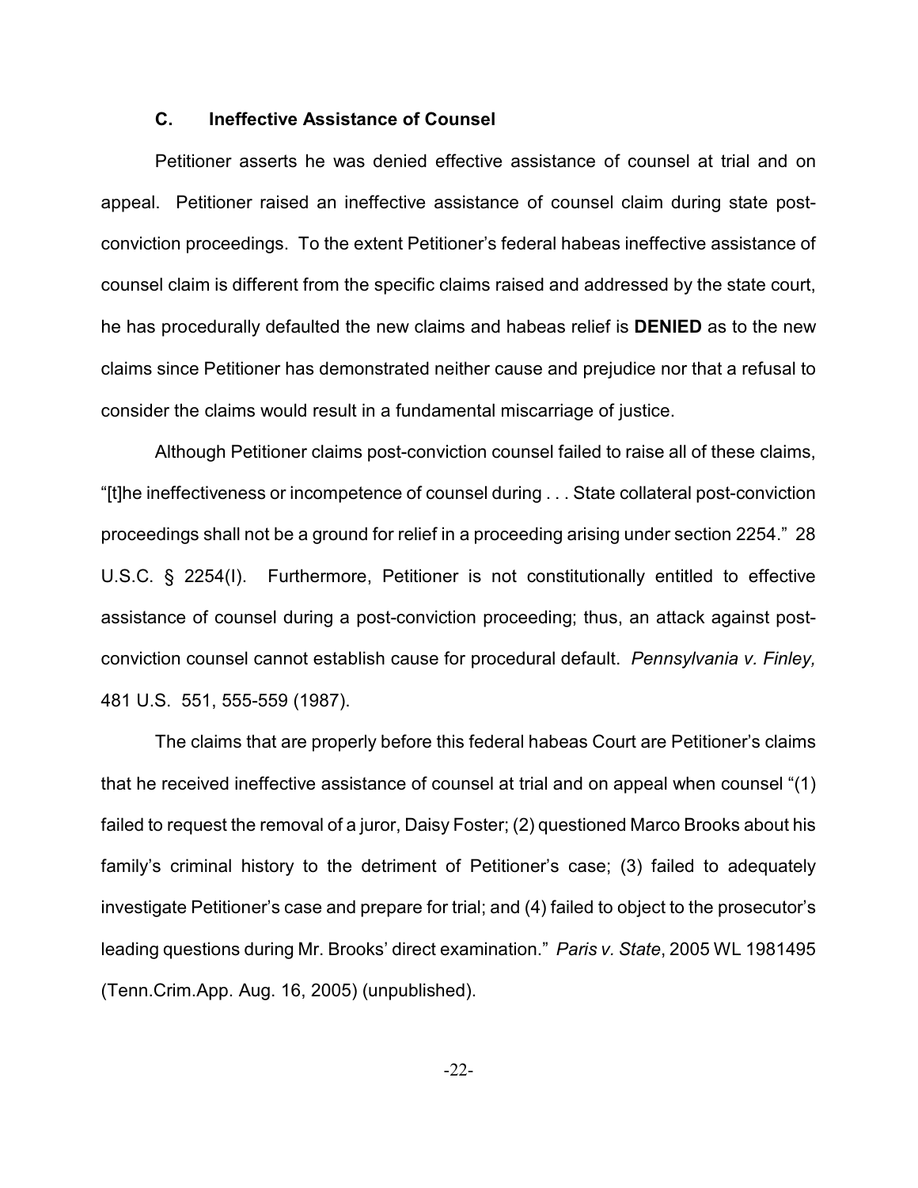### C. Ineffective Assistance of Counsel

Petitioner asserts he was denied effective assistance of counsel at trial and on appeal. Petitioner raised an ineffective assistance of counsel claim during state post-conviction proceedings. To the extent Petitioner's federal habeas ineffective assistance of counsel claim is different from the specific claims raised and addressed by the state court, he has procedurally defaulted the new claims and habeas relief is **DENIED** as to the new claims since Petitioner has demonstrated neither cause and prejudice nor that a refusal to consider the claims would result in a fundamental miscarriage of justice.

Although Petitioner claims post-conviction counsel failed to raise all of these claims, "[t]he ineffectiveness or incompetence of counsel during . . . State collateral post-conviction proceedings shall not be a ground for relief in a proceeding arising under section 2254." 28 U.S.C. § 2254(I). Furthermore, Petitioner is not constitutionally entitled to effective assistance of counsel during a post-conviction proceeding; thus, an attack against post-conviction counsel cannot establish cause for procedural default. *Pennsylvania v. Finley,* 481 U.S. 551, 555-559 (1987).

The claims that are properly before this federal habeas Court are Petitioner's claims that he received ineffective assistance of counsel at trial and on appeal when counsel "(1) failed to request the removal of a juror, Daisy Foster; (2) questioned Marco Brooks about his family's criminal history to the detriment of Petitioner's case; (3) failed to adequately investigate Petitioner's case and prepare for trial; and (4) failed to object to the prosecutor's leading questions during Mr. Brooks' direct examination." *Paris v. State*, 2005 WL 1981495 (Tenn.Crim.App. Aug. 16, 2005) (unpublished).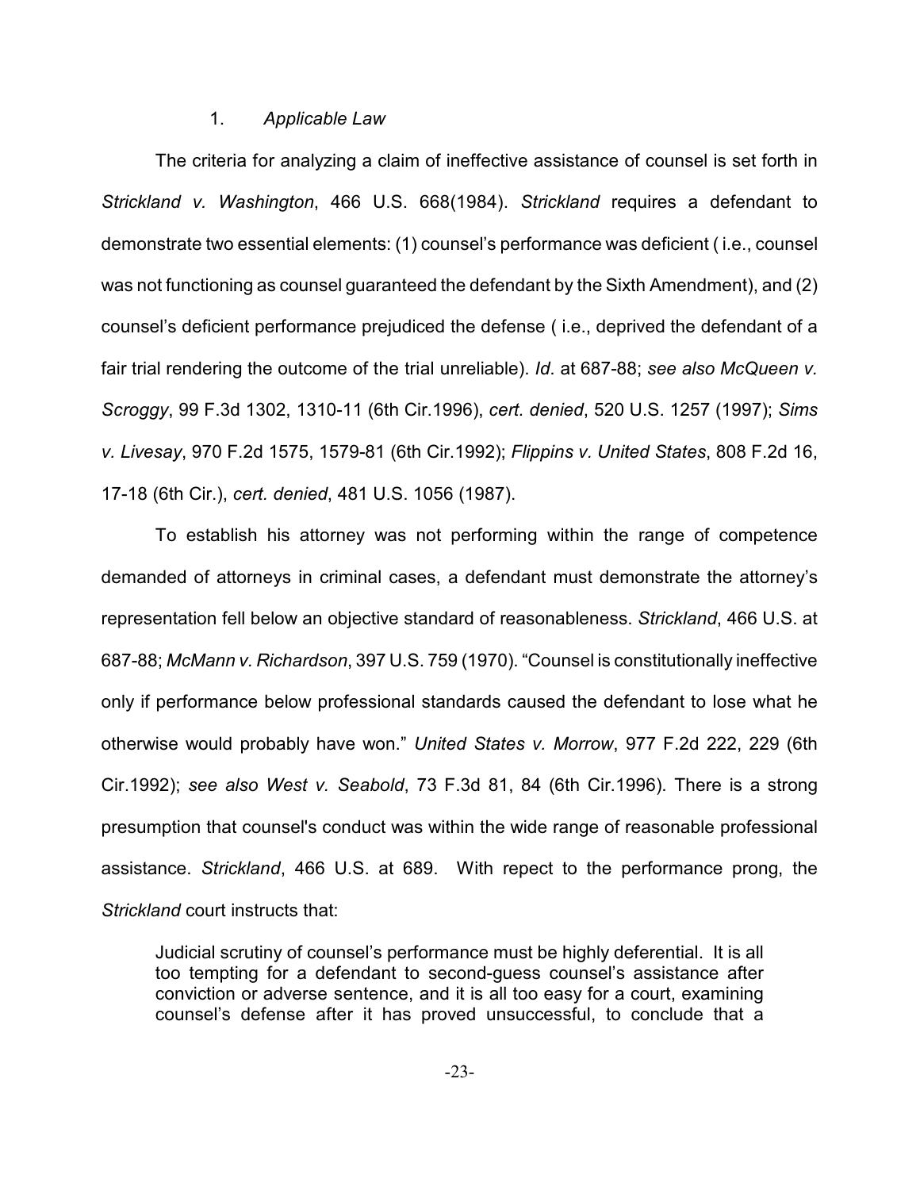### 1. *Applicable Law*

The criteria for analyzing a claim of ineffective assistance of counsel is set forth in *Strickland v. Washington*, 466 U.S. 668(1984). *Strickland* requires a defendant to demonstrate two essential elements: (1) counsel's performance was deficient ( i.e., counsel was not functioning as counsel guaranteed the defendant by the Sixth Amendment), and (2) counsel's deficient performance prejudiced the defense ( i.e., deprived the defendant of a fair trial rendering the outcome of the trial unreliable). *Id*. at 687-88; *see also McQueen v. Scroggy*, 99 F.3d 1302, 1310-11 (6th Cir.1996), *cert. denied*, 520 U.S. 1257 (1997); *Sims v. Livesay*, 970 F.2d 1575, 1579-81 (6th Cir.1992); *Flippins v. United States*, 808 F.2d 16, 17-18 (6th Cir.), *cert. denied*, 481 U.S. 1056 (1987).

To establish his attorney was not performing within the range of competence demanded of attorneys in criminal cases, a defendant must demonstrate the attorney's representation fell below an objective standard of reasonableness. *Strickland*, 466 U.S. at 687-88; *McMann v. Richardson*, 397 U.S. 759 (1970). "Counsel is constitutionally ineffective only if performance below professional standards caused the defendant to lose what he otherwise would probably have won." *United States v. Morrow*, 977 F.2d 222, 229 (6th Cir.1992); *see also West v. Seabold*, 73 F.3d 81, 84 (6th Cir.1996). There is a strong presumption that counsel's conduct was within the wide range of reasonable professional assistance. *Strickland*, 466 U.S. at 689. With repect to the performance prong, the *Strickland* court instructs that:

> Judicial scrutiny of counsel's performance must be highly deferential. It is all too tempting for a defendant to second-guess counsel's assistance after conviction or adverse sentence, and it is all too easy for a court, examining counsel's defense after it has proved unsuccessful, to conclude that a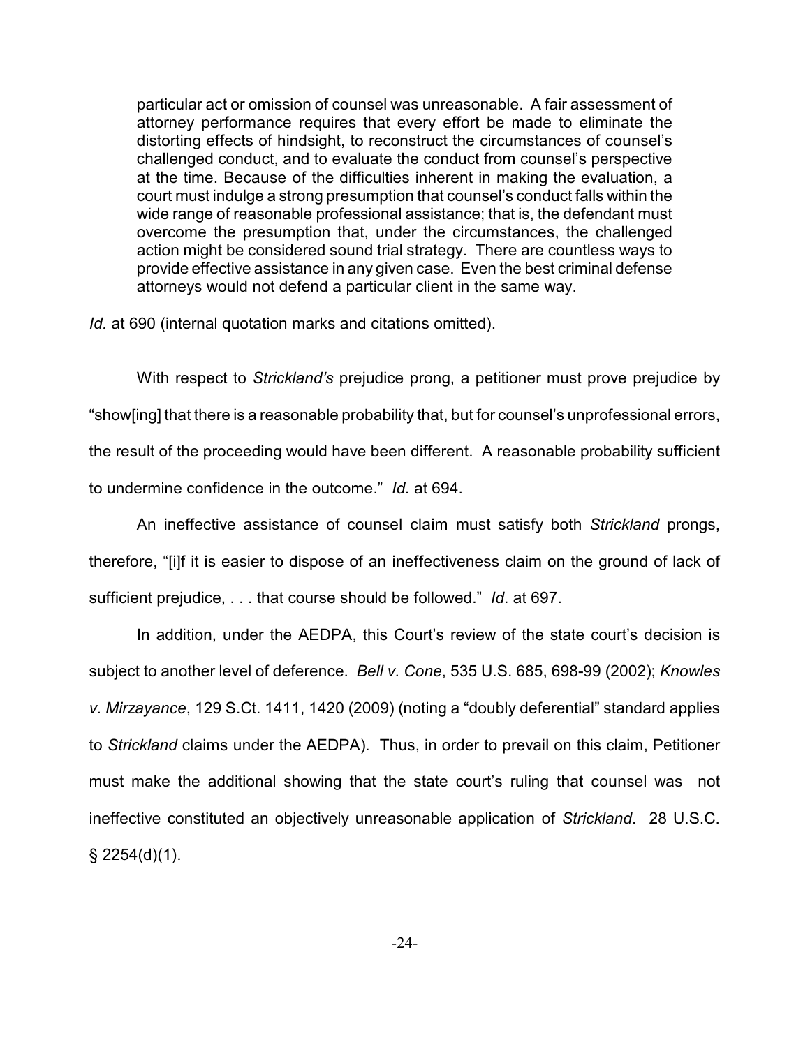> particular act or omission of counsel was unreasonable. A fair assessment of attorney performance requires that every effort be made to eliminate the distorting effects of hindsight, to reconstruct the circumstances of counsel's challenged conduct, and to evaluate the conduct from counsel's perspective at the time. Because of the difficulties inherent in making the evaluation, a court must indulge a strong presumption that counsel's conduct falls within the wide range of reasonable professional assistance; that is, the defendant must overcome the presumption that, under the circumstances, the challenged action might be considered sound trial strategy. There are countless ways to provide effective assistance in any given case. Even the best criminal defense attorneys would not defend a particular client in the same way.

*Id.* at 690 (internal quotation marks and citations omitted).

With respect to *Strickland's* prejudice prong, a petitioner must prove prejudice by "show[ing] that there is a reasonable probability that, but for counsel's unprofessional errors, the result of the proceeding would have been different. A reasonable probability sufficient to undermine confidence in the outcome." *Id.* at 694.

An ineffective assistance of counsel claim must satisfy both *Strickland* prongs, therefore, "[i]f it is easier to dispose of an ineffectiveness claim on the ground of lack of sufficient prejudice, . . . that course should be followed." *Id*. at 697.

In addition, under the AEDPA, this Court's review of the state court's decision is subject to another level of deference. *Bell v. Cone*, 535 U.S. 685, 698-99 (2002); *Knowles v. Mirzayance*, 129 S.Ct. 1411, 1420 (2009) (noting a "doubly deferential" standard applies to *Strickland* claims under the AEDPA). Thus, in order to prevail on this claim, Petitioner must make the additional showing that the state court's ruling that counsel was not ineffective constituted an objectively unreasonable application of *Strickland*. 28 U.S.C. § 2254(d)(1).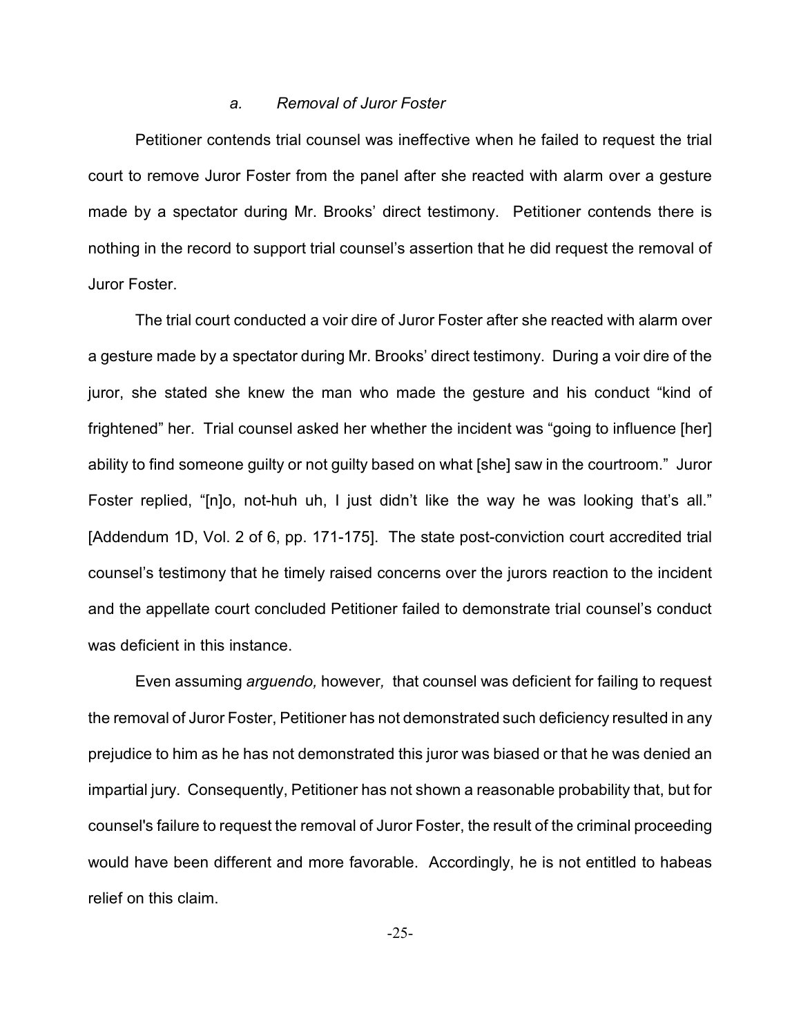### *a. Removal of Juror Foster*

Petitioner contends trial counsel was ineffective when he failed to request the trial court to remove Juror Foster from the panel after she reacted with alarm over a gesture made by a spectator during Mr. Brooks' direct testimony. Petitioner contends there is nothing in the record to support trial counsel's assertion that he did request the removal of Juror Foster.

The trial court conducted a voir dire of Juror Foster after she reacted with alarm over a gesture made by a spectator during Mr. Brooks' direct testimony. During a voir dire of the juror, she stated she knew the man who made the gesture and his conduct "kind of frightened" her. Trial counsel asked her whether the incident was "going to influence [her] ability to find someone guilty or not guilty based on what [she] saw in the courtroom." Juror Foster replied, "[n]o, not-huh uh, I just didn't like the way he was looking that's all." [Addendum 1D, Vol. 2 of 6, pp. 171-175]. The state post-conviction court accredited trial counsel's testimony that he timely raised concerns over the jurors reaction to the incident and the appellate court concluded Petitioner failed to demonstrate trial counsel's conduct was deficient in this instance.

Even assuming *arguendo,* however*,* that counsel was deficient for failing to request the removal of Juror Foster, Petitioner has not demonstrated such deficiency resulted in any prejudice to him as he has not demonstrated this juror was biased or that he was denied an impartial jury. Consequently, Petitioner has not shown a reasonable probability that, but for counsel's failure to request the removal of Juror Foster, the result of the criminal proceeding would have been different and more favorable. Accordingly, he is not entitled to habeas relief on this claim.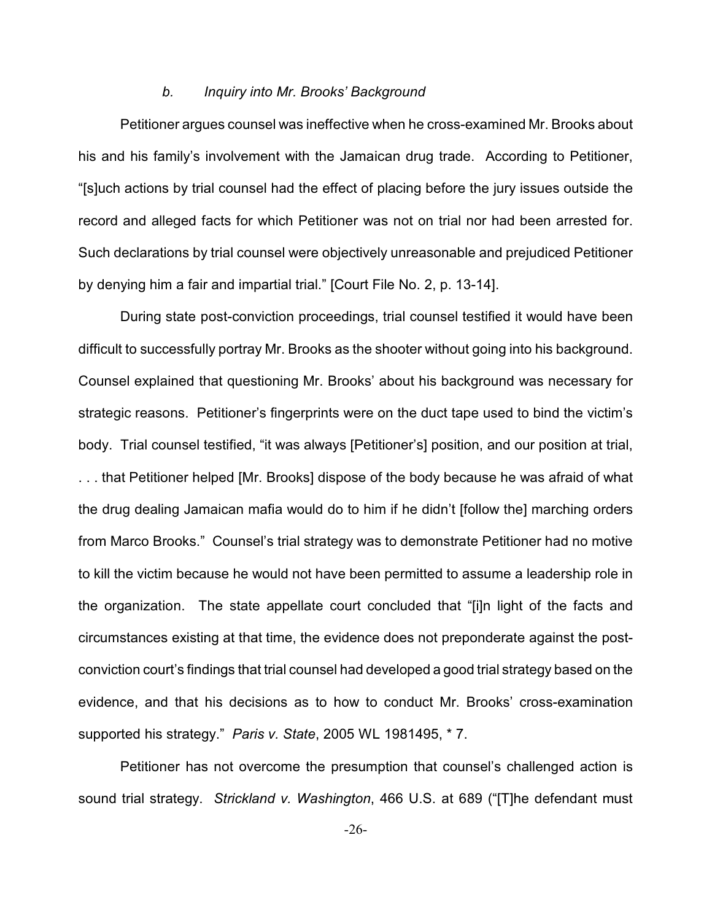### *b. Inquiry into Mr. Brooks' Background*

Petitioner argues counsel was ineffective when he cross-examined Mr. Brooks about his and his family's involvement with the Jamaican drug trade. According to Petitioner, "[s]uch actions by trial counsel had the effect of placing before the jury issues outside the record and alleged facts for which Petitioner was not on trial nor had been arrested for. Such declarations by trial counsel were objectively unreasonable and prejudiced Petitioner by denying him a fair and impartial trial." [Court File No. 2, p. 13-14].

During state post-conviction proceedings, trial counsel testified it would have been difficult to successfully portray Mr. Brooks as the shooter without going into his background. Counsel explained that questioning Mr. Brooks' about his background was necessary for strategic reasons. Petitioner's fingerprints were on the duct tape used to bind the victim's body. Trial counsel testified, "it was always [Petitioner's] position, and our position at trial, . . . that Petitioner helped [Mr. Brooks] dispose of the body because he was afraid of what the drug dealing Jamaican mafia would do to him if he didn't [follow the] marching orders from Marco Brooks." Counsel's trial strategy was to demonstrate Petitioner had no motive to kill the victim because he would not have been permitted to assume a leadership role in the organization. The state appellate court concluded that "[i]n light of the facts and circumstances existing at that time, the evidence does not preponderate against the post-conviction court's findings that trial counsel had developed a good trial strategy based on the evidence, and that his decisions as to how to conduct Mr. Brooks' cross-examination supported his strategy." *Paris v. State*, 2005 WL 1981495, * 7.

Petitioner has not overcome the presumption that counsel's challenged action is sound trial strategy. *Strickland v. Washington*, 466 U.S. at 689 ("[T]he defendant must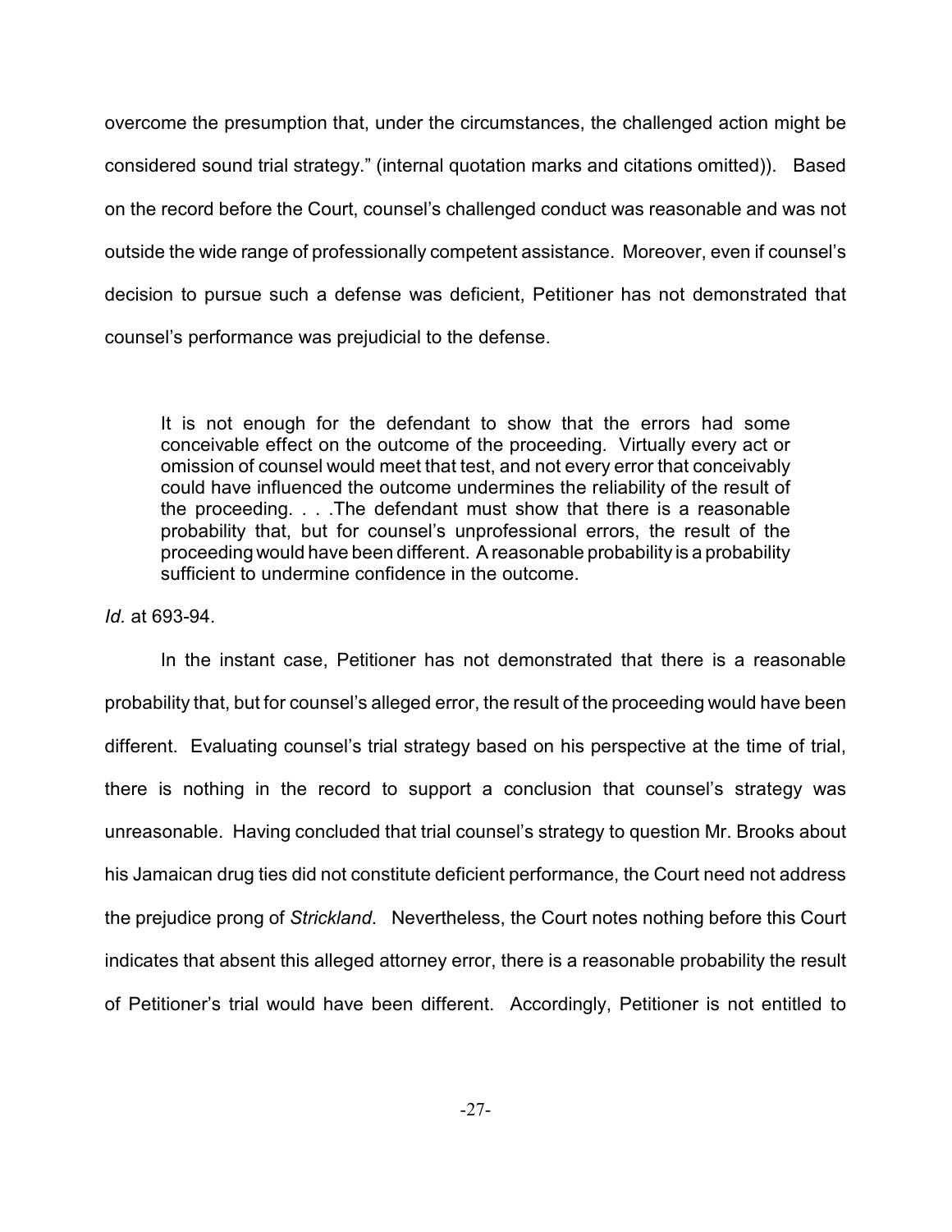overcome the presumption that, under the circumstances, the challenged action might be considered sound trial strategy." (internal quotation marks and citations omitted)). Based on the record before the Court, counsel's challenged conduct was reasonable and was not outside the wide range of professionally competent assistance. Moreover, even if counsel's decision to pursue such a defense was deficient, Petitioner has not demonstrated that counsel's performance was prejudicial to the defense.

> It is not enough for the defendant to show that the errors had some conceivable effect on the outcome of the proceeding. Virtually every act or omission of counsel would meet that test, and not every error that conceivably could have influenced the outcome undermines the reliability of the result of the proceeding. . . .The defendant must show that there is a reasonable probability that, but for counsel's unprofessional errors, the result of the proceeding would have been different. A reasonable probability is a probability sufficient to undermine confidence in the outcome.

*Id.* at 693-94.

In the instant case, Petitioner has not demonstrated that there is a reasonable probability that, but for counsel's alleged error, the result of the proceeding would have been different. Evaluating counsel's trial strategy based on his perspective at the time of trial, there is nothing in the record to support a conclusion that counsel's strategy was unreasonable. Having concluded that trial counsel's strategy to question Mr. Brooks about his Jamaican drug ties did not constitute deficient performance, the Court need not address the prejudice prong of *Strickland*. Nevertheless, the Court notes nothing before this Court indicates that absent this alleged attorney error, there is a reasonable probability the result of Petitioner's trial would have been different. Accordingly, Petitioner is not entitled to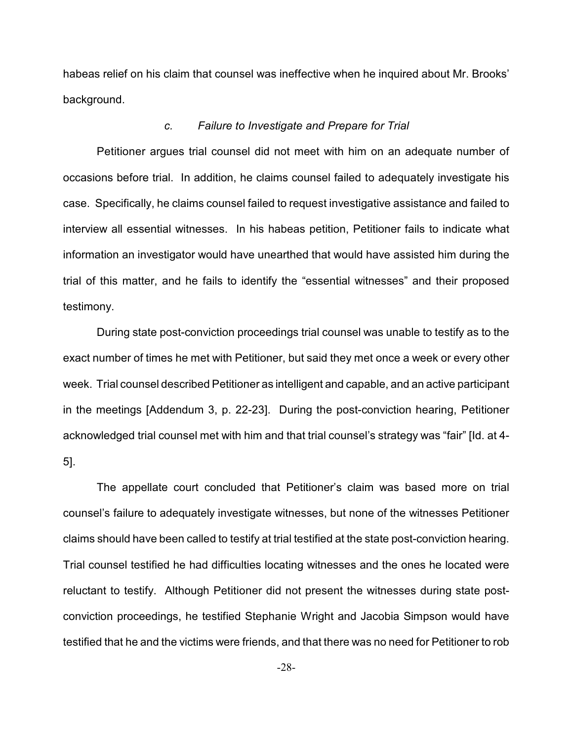habeas relief on his claim that counsel was ineffective when he inquired about Mr. Brooks' background.

*c. Failure to Investigate and Prepare for Trial*

Petitioner argues trial counsel did not meet with him on an adequate number of occasions before trial. In addition, he claims counsel failed to adequately investigate his case. Specifically, he claims counsel failed to request investigative assistance and failed to interview all essential witnesses. In his habeas petition, Petitioner fails to indicate what information an investigator would have unearthed that would have assisted him during the trial of this matter, and he fails to identify the "essential witnesses" and their proposed testimony.

During state post-conviction proceedings trial counsel was unable to testify as to the exact number of times he met with Petitioner, but said they met once a week or every other week. Trial counsel described Petitioner as intelligent and capable, and an active participant in the meetings [Addendum 3, p. 22-23]. During the post-conviction hearing, Petitioner acknowledged trial counsel met with him and that trial counsel's strategy was "fair" [Id. at 4-5].

The appellate court concluded that Petitioner's claim was based more on trial counsel's failure to adequately investigate witnesses, but none of the witnesses Petitioner claims should have been called to testify at trial testified at the state post-conviction hearing. Trial counsel testified he had difficulties locating witnesses and the ones he located were reluctant to testify. Although Petitioner did not present the witnesses during state post-conviction proceedings, he testified Stephanie Wright and Jacobia Simpson would have testified that he and the victims were friends, and that there was no need for Petitioner to rob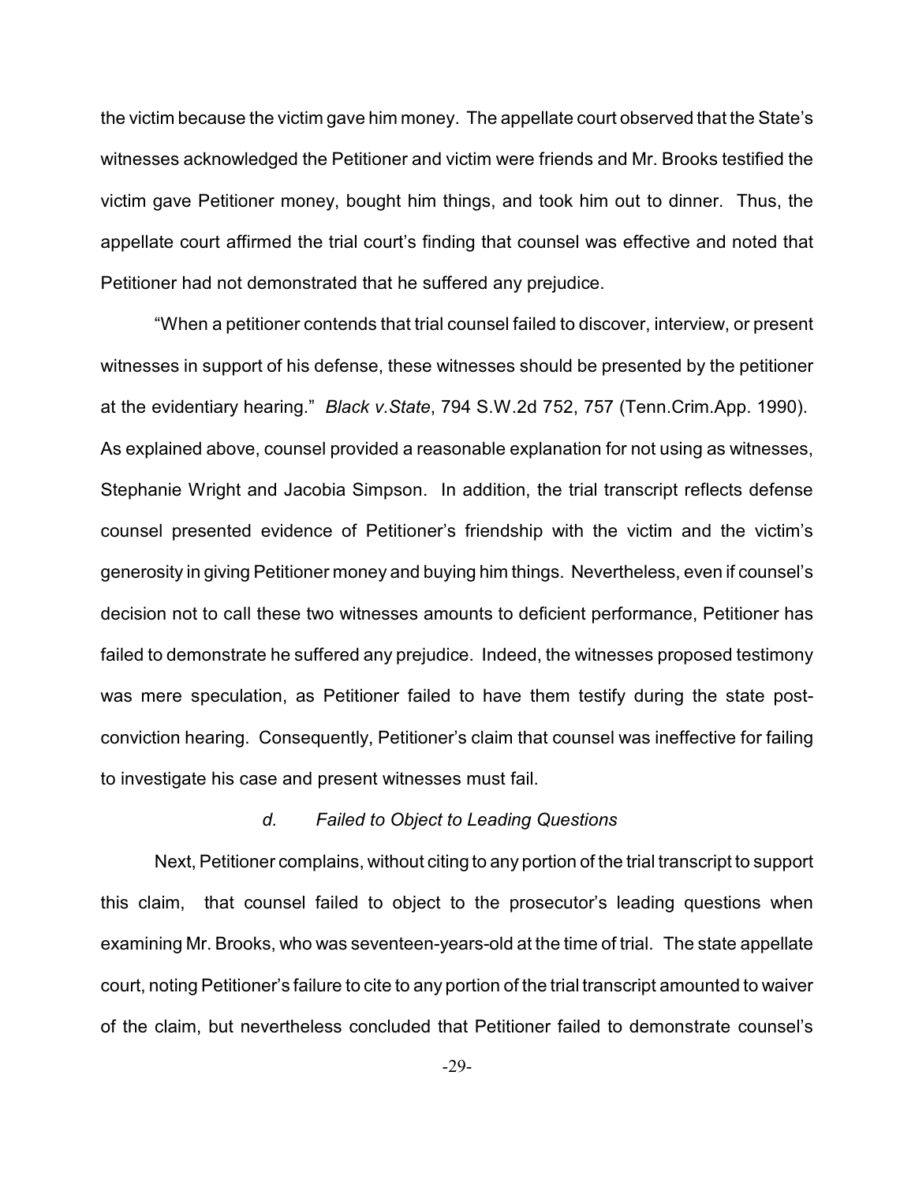the victim because the victim gave him money. The appellate court observed that the State's witnesses acknowledged the Petitioner and victim were friends and Mr. Brooks testified the victim gave Petitioner money, bought him things, and took him out to dinner. Thus, the appellate court affirmed the trial court's finding that counsel was effective and noted that Petitioner had not demonstrated that he suffered any prejudice.

"When a petitioner contends that trial counsel failed to discover, interview, or present witnesses in support of his defense, these witnesses should be presented by the petitioner at the evidentiary hearing." *Black v.State*, 794 S.W.2d 752, 757 (Tenn.Crim.App. 1990). As explained above, counsel provided a reasonable explanation for not using as witnesses, Stephanie Wright and Jacobia Simpson. In addition, the trial transcript reflects defense counsel presented evidence of Petitioner's friendship with the victim and the victim's generosity in giving Petitioner money and buying him things. Nevertheless, even if counsel's decision not to call these two witnesses amounts to deficient performance, Petitioner has failed to demonstrate he suffered any prejudice. Indeed, the witnesses proposed testimony was mere speculation, as Petitioner failed to have them testify during the state post-conviction hearing. Consequently, Petitioner's claim that counsel was ineffective for failing to investigate his case and present witnesses must fail.

*d. Failed to Object to Leading Questions*

Next, Petitioner complains, without citing to any portion of the trial transcript to support this claim, that counsel failed to object to the prosecutor's leading questions when examining Mr. Brooks, who was seventeen-years-old at the time of trial. The state appellate court, noting Petitioner's failure to cite to any portion of the trial transcript amounted to waiver of the claim, but nevertheless concluded that Petitioner failed to demonstrate counsel's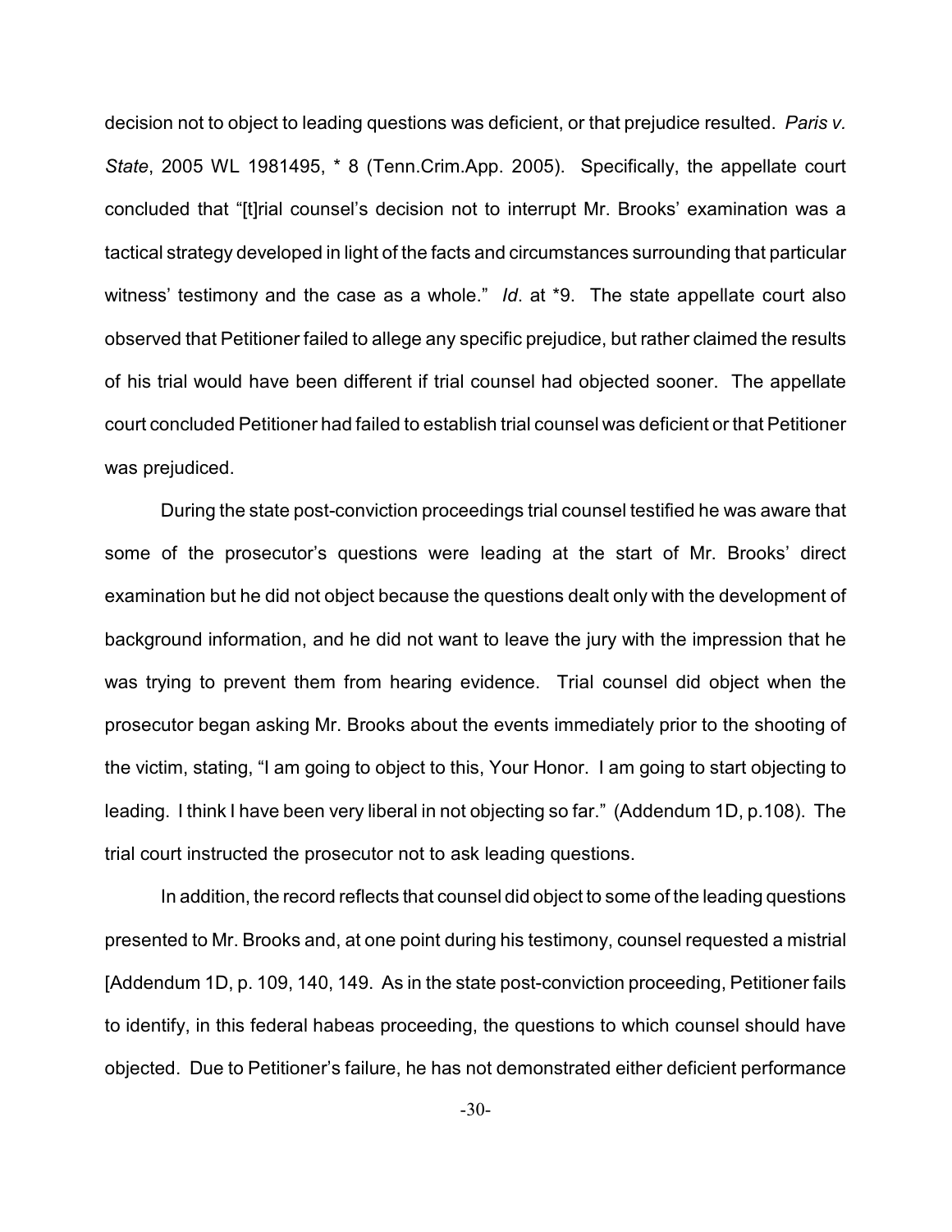decision not to object to leading questions was deficient, or that prejudice resulted. *Paris v. State*, 2005 WL 1981495, * 8 (Tenn.Crim.App. 2005). Specifically, the appellate court concluded that "[t]rial counsel's decision not to interrupt Mr. Brooks' examination was a tactical strategy developed in light of the facts and circumstances surrounding that particular witness' testimony and the case as a whole." *Id*. at *9. The state appellate court also observed that Petitioner failed to allege any specific prejudice, but rather claimed the results of his trial would have been different if trial counsel had objected sooner. The appellate court concluded Petitioner had failed to establish trial counsel was deficient or that Petitioner was prejudiced.

During the state post-conviction proceedings trial counsel testified he was aware that some of the prosecutor's questions were leading at the start of Mr. Brooks' direct examination but he did not object because the questions dealt only with the development of background information, and he did not want to leave the jury with the impression that he was trying to prevent them from hearing evidence. Trial counsel did object when the prosecutor began asking Mr. Brooks about the events immediately prior to the shooting of the victim, stating, "I am going to object to this, Your Honor. I am going to start objecting to leading. I think I have been very liberal in not objecting so far." (Addendum 1D, p.108). The trial court instructed the prosecutor not to ask leading questions.

In addition, the record reflects that counsel did object to some of the leading questions presented to Mr. Brooks and, at one point during his testimony, counsel requested a mistrial [Addendum 1D, p. 109, 140, 149. As in the state post-conviction proceeding, Petitioner fails to identify, in this federal habeas proceeding, the questions to which counsel should have objected. Due to Petitioner's failure, he has not demonstrated either deficient performance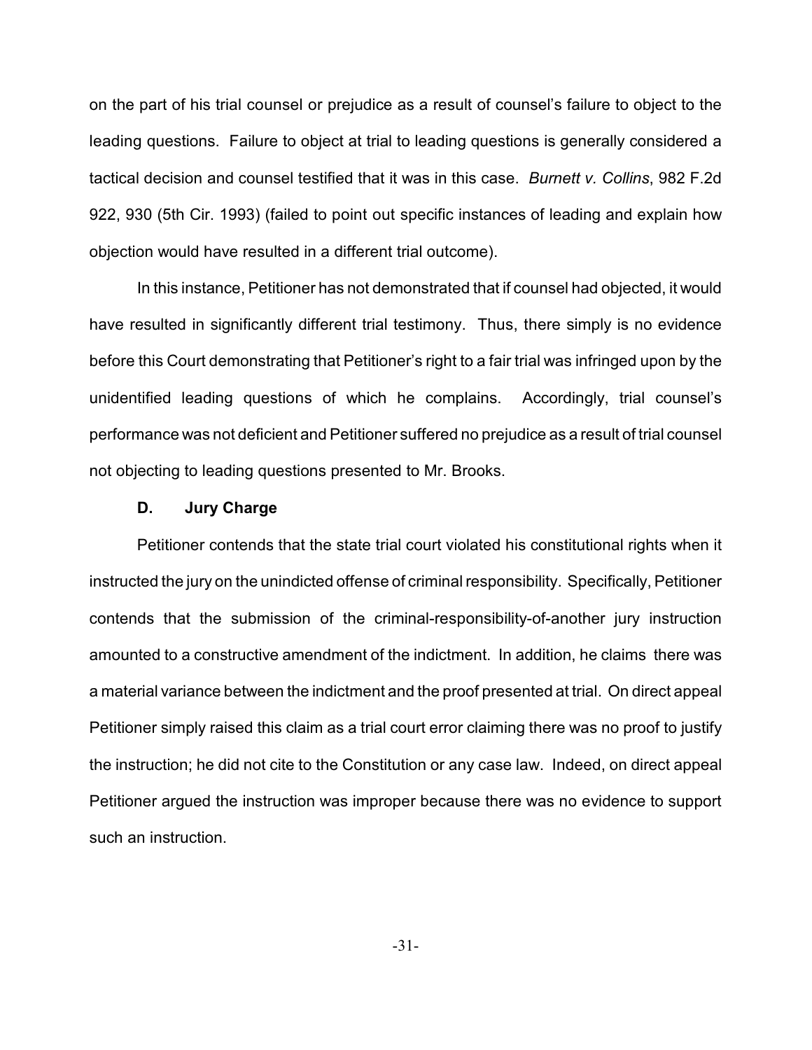on the part of his trial counsel or prejudice as a result of counsel's failure to object to the leading questions. Failure to object at trial to leading questions is generally considered a tactical decision and counsel testified that it was in this case. *Burnett v. Collins*, 982 F.2d 922, 930 (5th Cir. 1993) (failed to point out specific instances of leading and explain how objection would have resulted in a different trial outcome).

In this instance, Petitioner has not demonstrated that if counsel had objected, it would have resulted in significantly different trial testimony. Thus, there simply is no evidence before this Court demonstrating that Petitioner's right to a fair trial was infringed upon by the unidentified leading questions of which he complains. Accordingly, trial counsel's performance was not deficient and Petitioner suffered no prejudice as a result of trial counsel not objecting to leading questions presented to Mr. Brooks.

**D. Jury Charge**

Petitioner contends that the state trial court violated his constitutional rights when it instructed the jury on the unindicted offense of criminal responsibility. Specifically, Petitioner contends that the submission of the criminal-responsibility-of-another jury instruction amounted to a constructive amendment of the indictment. In addition, he claims there was a material variance between the indictment and the proof presented at trial. On direct appeal Petitioner simply raised this claim as a trial court error claiming there was no proof to justify the instruction; he did not cite to the Constitution or any case law. Indeed, on direct appeal Petitioner argued the instruction was improper because there was no evidence to support such an instruction.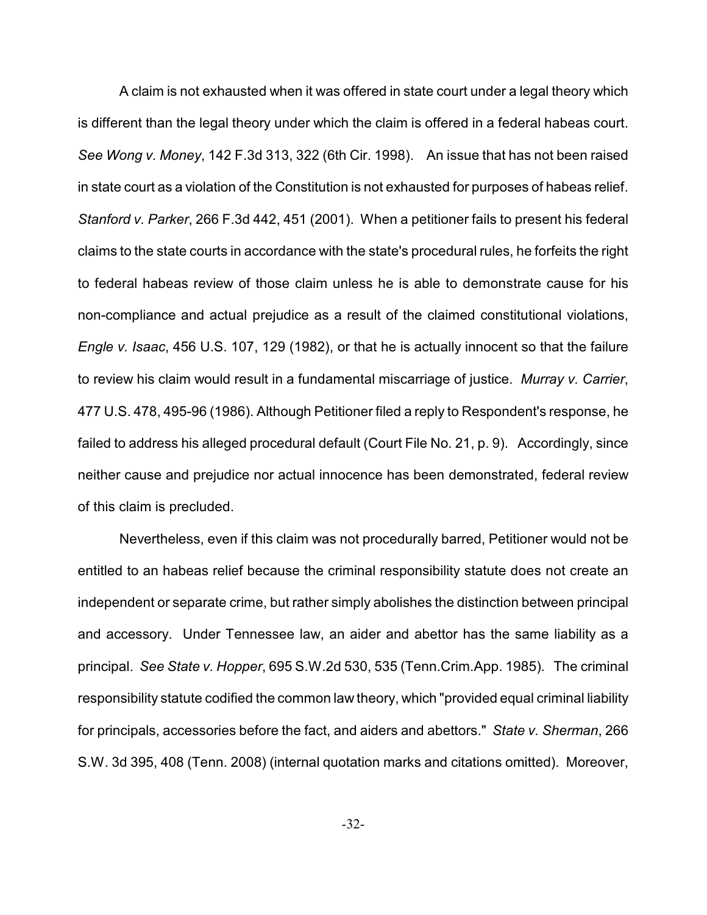A claim is not exhausted when it was offered in state court under a legal theory which is different than the legal theory under which the claim is offered in a federal habeas court. *See Wong v. Money*, 142 F.3d 313, 322 (6th Cir. 1998). An issue that has not been raised in state court as a violation of the Constitution is not exhausted for purposes of habeas relief. *Stanford v. Parker*, 266 F.3d 442, 451 (2001). When a petitioner fails to present his federal claims to the state courts in accordance with the state's procedural rules, he forfeits the right to federal habeas review of those claim unless he is able to demonstrate cause for his non-compliance and actual prejudice as a result of the claimed constitutional violations, *Engle v. Isaac*, 456 U.S. 107, 129 (1982), or that he is actually innocent so that the failure to review his claim would result in a fundamental miscarriage of justice. *Murray v. Carrier*, 477 U.S. 478, 495-96 (1986). Although Petitioner filed a reply to Respondent's response, he failed to address his alleged procedural default (Court File No. 21, p. 9). Accordingly, since neither cause and prejudice nor actual innocence has been demonstrated, federal review of this claim is precluded.

Nevertheless, even if this claim was not procedurally barred, Petitioner would not be entitled to an habeas relief because the criminal responsibility statute does not create an independent or separate crime, but rather simply abolishes the distinction between principal and accessory. Under Tennessee law, an aider and abettor has the same liability as a principal. *See State v. Hopper*, 695 S.W.2d 530, 535 (Tenn.Crim.App. 1985). The criminal responsibility statute codified the common law theory, which "provided equal criminal liability for principals, accessories before the fact, and aiders and abettors." *State v. Sherman*, 266 S.W. 3d 395, 408 (Tenn. 2008) (internal quotation marks and citations omitted). Moreover,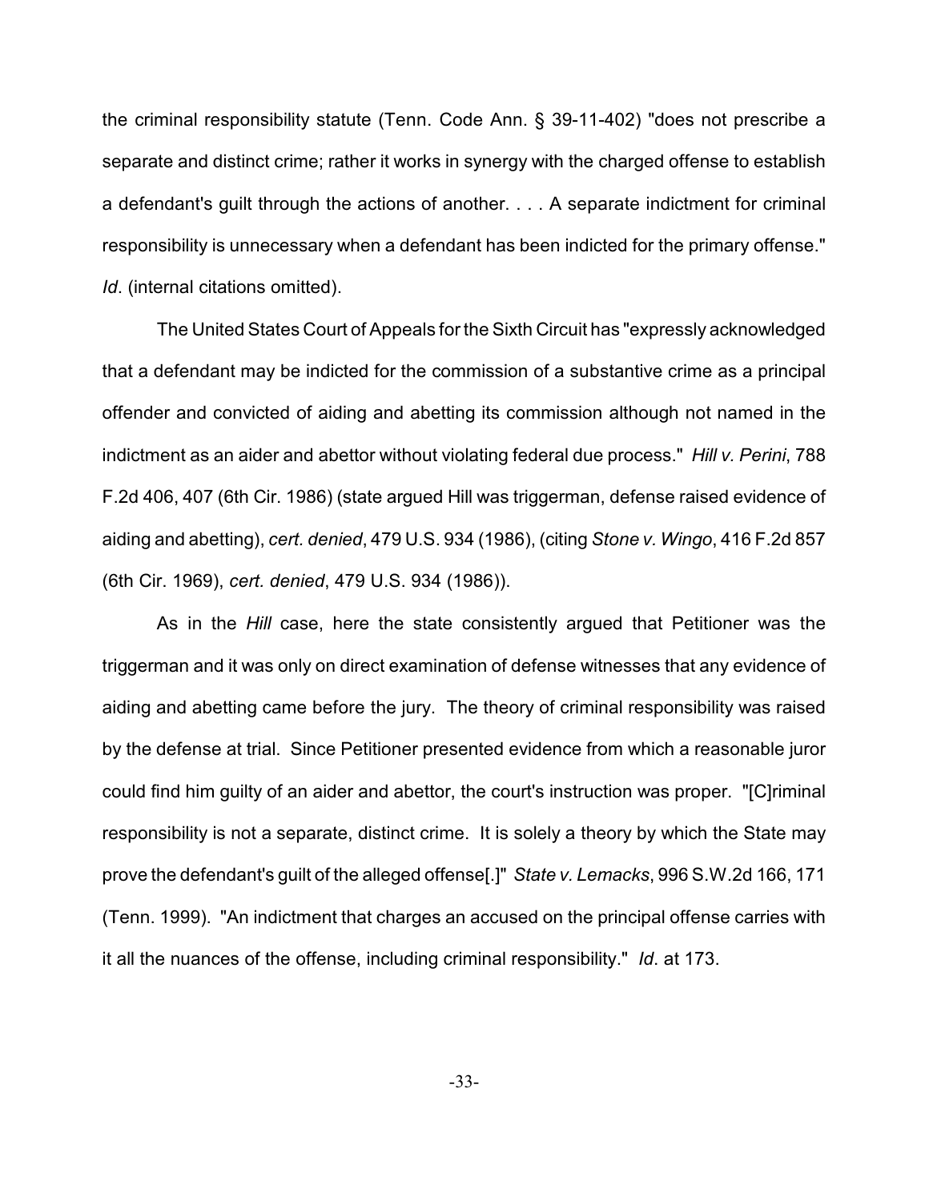the criminal responsibility statute (Tenn. Code Ann. § 39-11-402) "does not prescribe a separate and distinct crime; rather it works in synergy with the charged offense to establish a defendant's guilt through the actions of another. . . . A separate indictment for criminal responsibility is unnecessary when a defendant has been indicted for the primary offense." *Id*. (internal citations omitted).

The United States Court of Appeals for the Sixth Circuit has "expressly acknowledged that a defendant may be indicted for the commission of a substantive crime as a principal offender and convicted of aiding and abetting its commission although not named in the indictment as an aider and abettor without violating federal due process." *Hill v. Perini*, 788 F.2d 406, 407 (6th Cir. 1986) (state argued Hill was triggerman, defense raised evidence of aiding and abetting), *cert. denied*, 479 U.S. 934 (1986), (citing *Stone v. Wingo*, 416 F.2d 857 (6th Cir. 1969), *cert. denied*, 479 U.S. 934 (1986)).

As in the *Hill* case, here the state consistently argued that Petitioner was the triggerman and it was only on direct examination of defense witnesses that any evidence of aiding and abetting came before the jury. The theory of criminal responsibility was raised by the defense at trial. Since Petitioner presented evidence from which a reasonable juror could find him guilty of an aider and abettor, the court's instruction was proper. "[C]riminal responsibility is not a separate, distinct crime. It is solely a theory by which the State may prove the defendant's guilt of the alleged offense[.]" *State v. Lemacks*, 996 S.W.2d 166, 171 (Tenn. 1999). "An indictment that charges an accused on the principal offense carries with it all the nuances of the offense, including criminal responsibility." *Id*. at 173.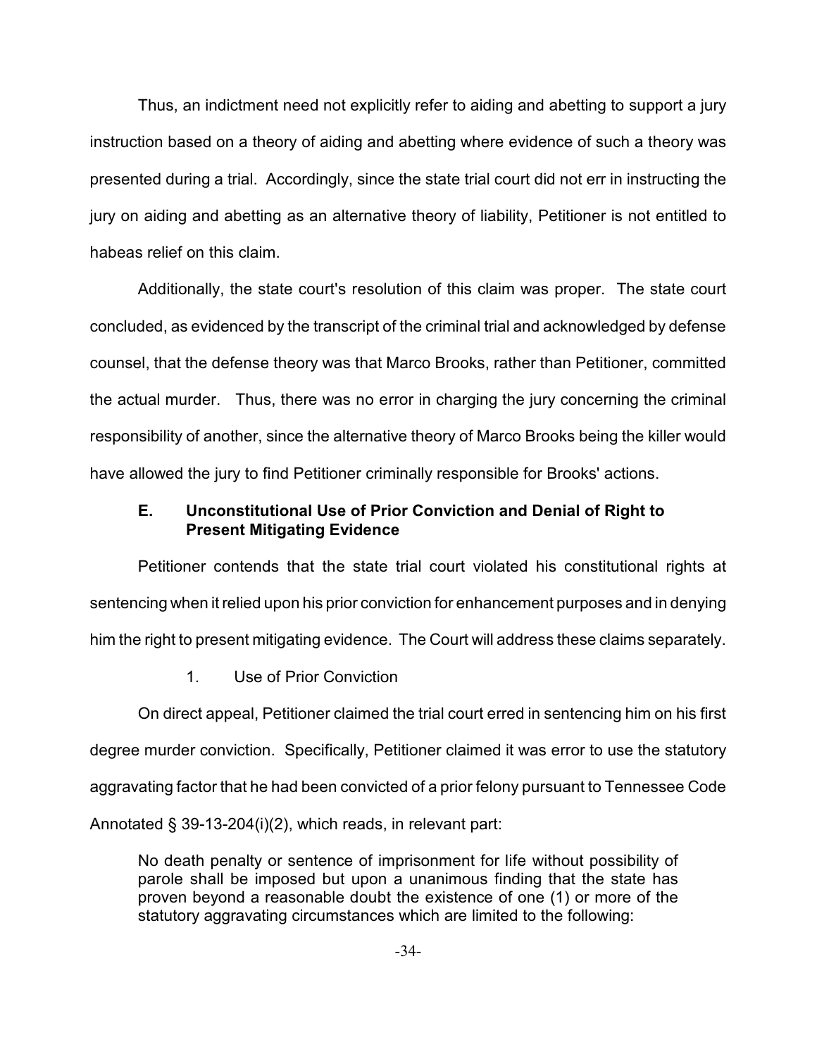Thus, an indictment need not explicitly refer to aiding and abetting to support a jury instruction based on a theory of aiding and abetting where evidence of such a theory was presented during a trial. Accordingly, since the state trial court did not err in instructing the jury on aiding and abetting as an alternative theory of liability, Petitioner is not entitled to habeas relief on this claim.

Additionally, the state court's resolution of this claim was proper. The state court concluded, as evidenced by the transcript of the criminal trial and acknowledged by defense counsel, that the defense theory was that Marco Brooks, rather than Petitioner, committed the actual murder. Thus, there was no error in charging the jury concerning the criminal responsibility of another, since the alternative theory of Marco Brooks being the killer would have allowed the jury to find Petitioner criminally responsible for Brooks' actions.

### E. Unconstitutional Use of Prior Conviction and Denial of Right to Present Mitigating Evidence

Petitioner contends that the state trial court violated his constitutional rights at sentencing when it relied upon his prior conviction for enhancement purposes and in denying him the right to present mitigating evidence. The Court will address these claims separately.

#### 1. Use of Prior Conviction

On direct appeal, Petitioner claimed the trial court erred in sentencing him on his first degree murder conviction. Specifically, Petitioner claimed it was error to use the statutory aggravating factor that he had been convicted of a prior felony pursuant to Tennessee Code Annotated § 39-13-204(i)(2), which reads, in relevant part:

> No death penalty or sentence of imprisonment for life without possibility of parole shall be imposed but upon a unanimous finding that the state has proven beyond a reasonable doubt the existence of one (1) or more of the statutory aggravating circumstances which are limited to the following: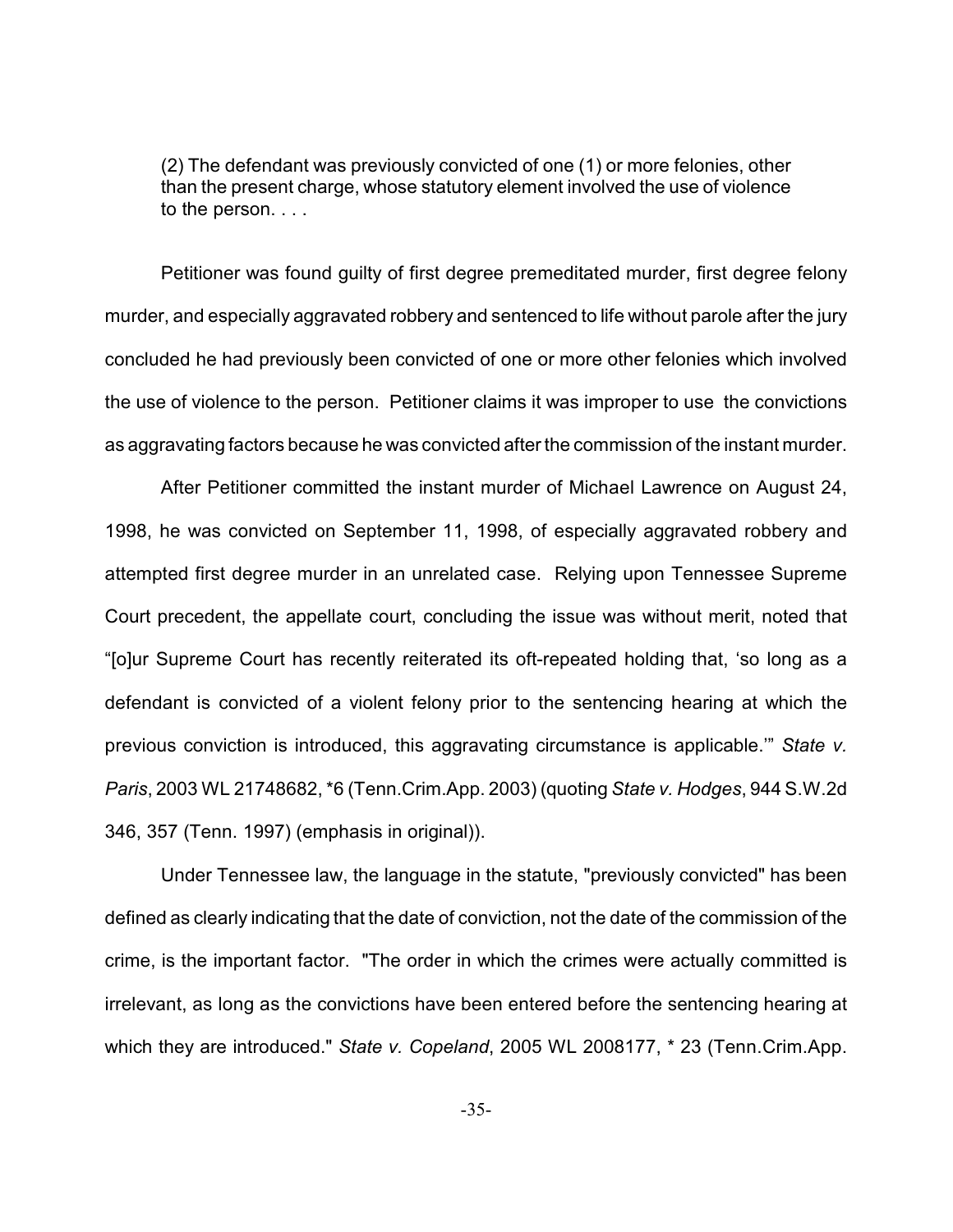> (2) The defendant was previously convicted of one (1) or more felonies, other than the present charge, whose statutory element involved the use of violence to the person. . . .

Petitioner was found guilty of first degree premeditated murder, first degree felony murder, and especially aggravated robbery and sentenced to life without parole after the jury concluded he had previously been convicted of one or more other felonies which involved the use of violence to the person. Petitioner claims it was improper to use the convictions as aggravating factors because he was convicted after the commission of the instant murder.

After Petitioner committed the instant murder of Michael Lawrence on August 24, 1998, he was convicted on September 11, 1998, of especially aggravated robbery and attempted first degree murder in an unrelated case. Relying upon Tennessee Supreme Court precedent, the appellate court, concluding the issue was without merit, noted that "[o]ur Supreme Court has recently reiterated its oft-repeated holding that, 'so long as a defendant is convicted of a violent felony prior to the sentencing hearing at which the previous conviction is introduced, this aggravating circumstance is applicable.'" *State v. Paris*, 2003 WL 21748682, *6 (Tenn.Crim.App. 2003) (quoting *State v. Hodges*, 944 S.W.2d 346, 357 (Tenn. 1997) (emphasis in original)).

Under Tennessee law, the language in the statute, "previously convicted" has been defined as clearly indicating that the date of conviction, not the date of the commission of the crime, is the important factor. "The order in which the crimes were actually committed is irrelevant, as long as the convictions have been entered before the sentencing hearing at which they are introduced." *State v. Copeland*, 2005 WL 2008177, * 23 (Tenn.Crim.App.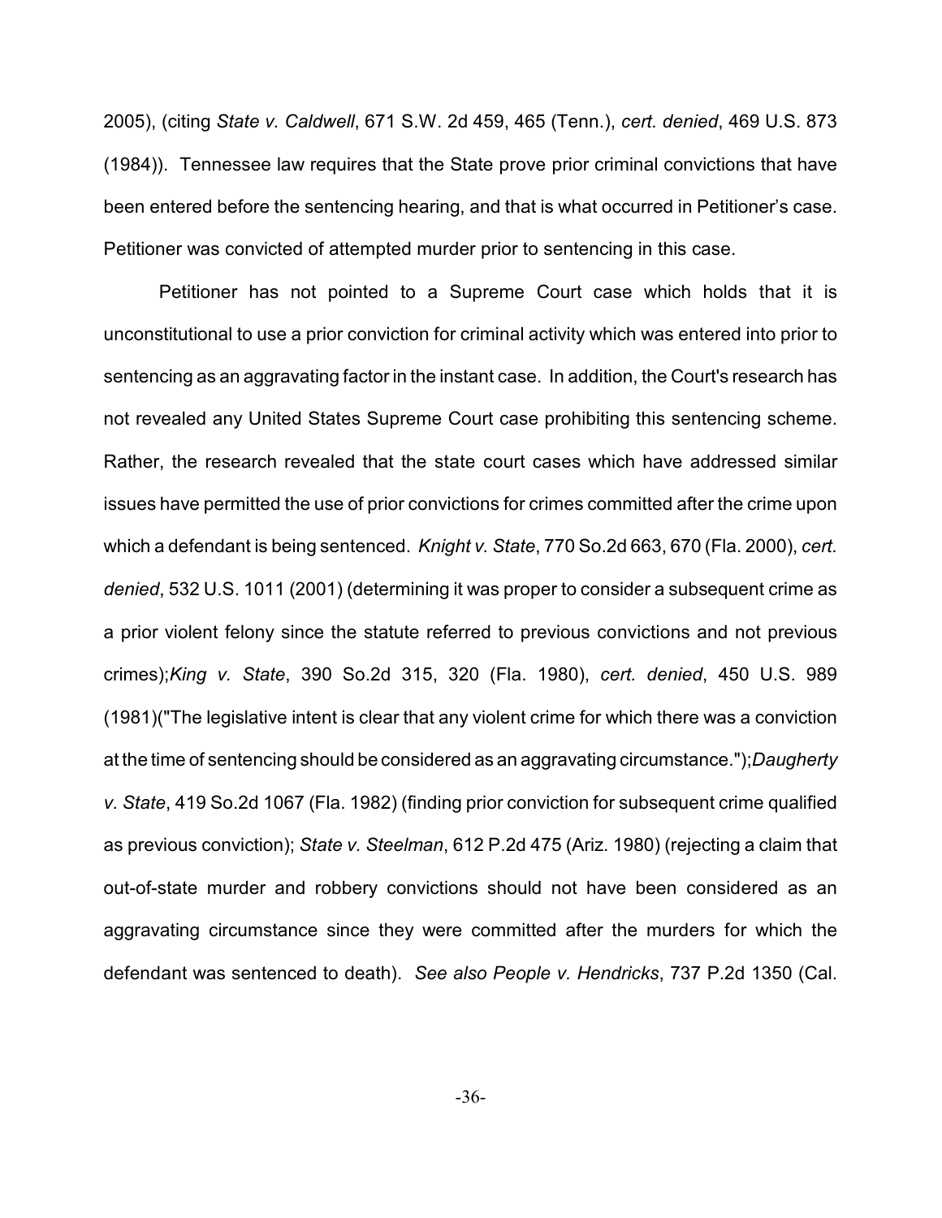2005), (citing *State v. Caldwell*, 671 S.W. 2d 459, 465 (Tenn.), *cert. denied*, 469 U.S. 873 (1984)). Tennessee law requires that the State prove prior criminal convictions that have been entered before the sentencing hearing, and that is what occurred in Petitioner's case. Petitioner was convicted of attempted murder prior to sentencing in this case.

Petitioner has not pointed to a Supreme Court case which holds that it is unconstitutional to use a prior conviction for criminal activity which was entered into prior to sentencing as an aggravating factor in the instant case. In addition, the Court's research has not revealed any United States Supreme Court case prohibiting this sentencing scheme. Rather, the research revealed that the state court cases which have addressed similar issues have permitted the use of prior convictions for crimes committed after the crime upon which a defendant is being sentenced. *Knight v. State*, 770 So.2d 663, 670 (Fla. 2000), *cert. denied*, 532 U.S. 1011 (2001) (determining it was proper to consider a subsequent crime as a prior violent felony since the statute referred to previous convictions and not previous crimes);*King v. State*, 390 So.2d 315, 320 (Fla. 1980), *cert. denied*, 450 U.S. 989 (1981)("The legislative intent is clear that any violent crime for which there was a conviction at the time of sentencing should be considered as an aggravating circumstance.");*Daugherty v. State*, 419 So.2d 1067 (Fla. 1982) (finding prior conviction for subsequent crime qualified as previous conviction); *State v. Steelman*, 612 P.2d 475 (Ariz. 1980) (rejecting a claim that out-of-state murder and robbery convictions should not have been considered as an aggravating circumstance since they were committed after the murders for which the defendant was sentenced to death). *See also People v. Hendricks*, 737 P.2d 1350 (Cal.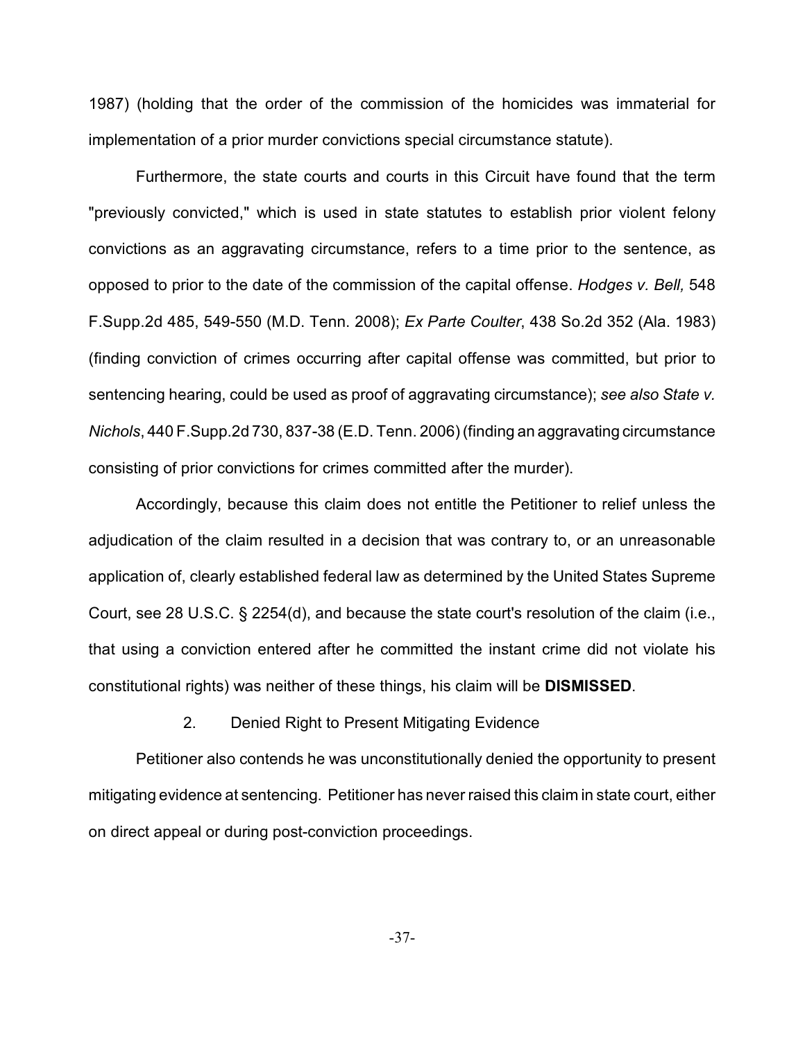1987) (holding that the order of the commission of the homicides was immaterial for implementation of a prior murder convictions special circumstance statute).

Furthermore, the state courts and courts in this Circuit have found that the term "previously convicted," which is used in state statutes to establish prior violent felony convictions as an aggravating circumstance, refers to a time prior to the sentence, as opposed to prior to the date of the commission of the capital offense. *Hodges v. Bell,* 548 F.Supp.2d 485, 549-550 (M.D. Tenn. 2008); *Ex Parte Coulter*, 438 So.2d 352 (Ala. 1983) (finding conviction of crimes occurring after capital offense was committed, but prior to sentencing hearing, could be used as proof of aggravating circumstance); *see also State v. Nichols*, 440 F.Supp.2d 730, 837-38 (E.D. Tenn. 2006) (finding an aggravating circumstance consisting of prior convictions for crimes committed after the murder).

Accordingly, because this claim does not entitle the Petitioner to relief unless the adjudication of the claim resulted in a decision that was contrary to, or an unreasonable application of, clearly established federal law as determined by the United States Supreme Court, see 28 U.S.C. § 2254(d), and because the state court's resolution of the claim (i.e., that using a conviction entered after he committed the instant crime did not violate his constitutional rights) was neither of these things, his claim will be **DISMISSED**.

2. Denied Right to Present Mitigating Evidence

Petitioner also contends he was unconstitutionally denied the opportunity to present mitigating evidence at sentencing. Petitioner has never raised this claim in state court, either on direct appeal or during post-conviction proceedings.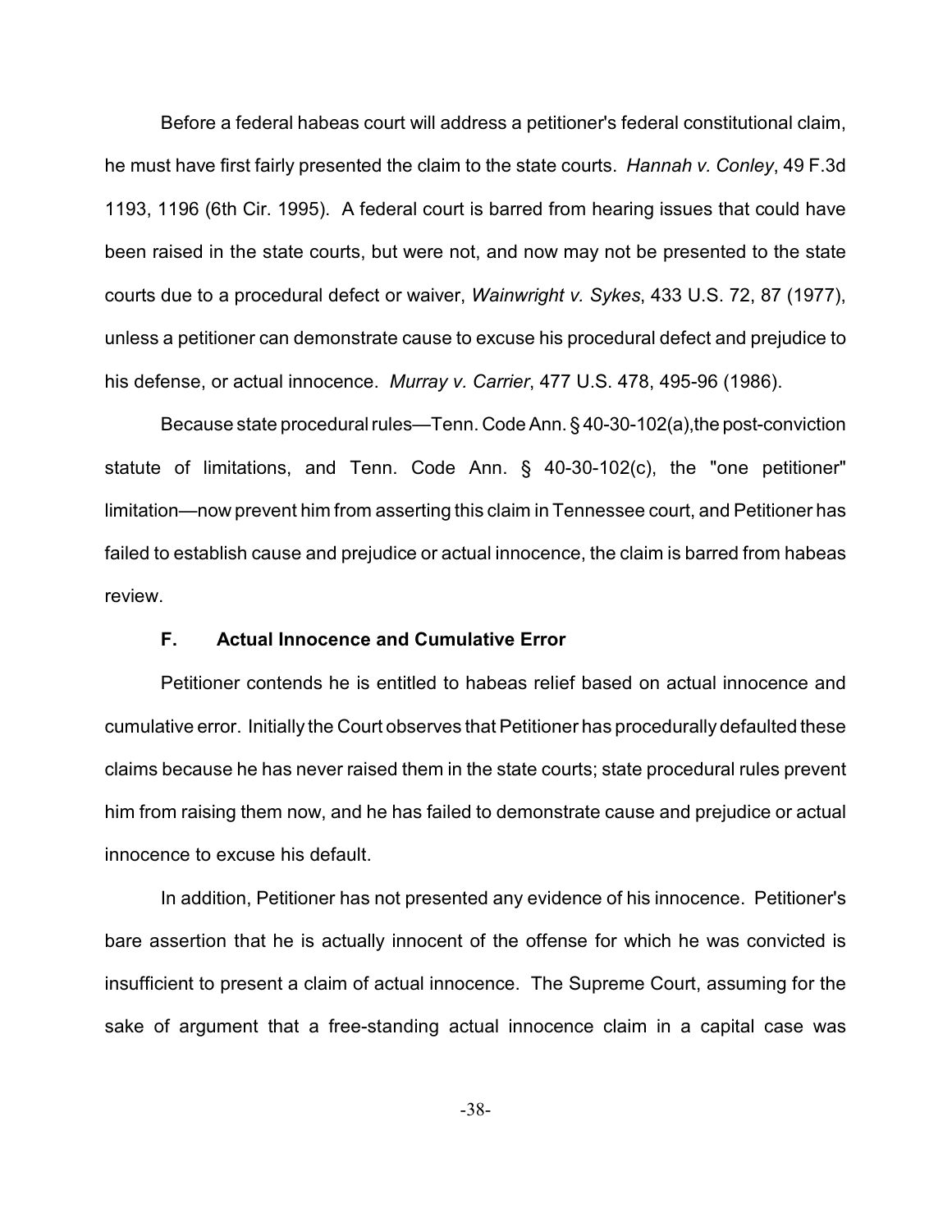Before a federal habeas court will address a petitioner's federal constitutional claim, he must have first fairly presented the claim to the state courts. *Hannah v. Conley*, 49 F.3d 1193, 1196 (6th Cir. 1995). A federal court is barred from hearing issues that could have been raised in the state courts, but were not, and now may not be presented to the state courts due to a procedural defect or waiver, *Wainwright v. Sykes*, 433 U.S. 72, 87 (1977), unless a petitioner can demonstrate cause to excuse his procedural defect and prejudice to his defense, or actual innocence. *Murray v. Carrier*, 477 U.S. 478, 495-96 (1986).

Because state procedural rules—Tenn. Code Ann. § 40-30-102(a), the post-conviction statute of limitations, and Tenn. Code Ann. § 40-30-102(c), the "one petitioner" limitation—now prevent him from asserting this claim in Tennessee court, and Petitioner has failed to establish cause and prejudice or actual innocence, the claim is barred from habeas review.

### F. Actual Innocence and Cumulative Error

Petitioner contends he is entitled to habeas relief based on actual innocence and cumulative error. Initially the Court observes that Petitioner has procedurally defaulted these claims because he has never raised them in the state courts; state procedural rules prevent him from raising them now, and he has failed to demonstrate cause and prejudice or actual innocence to excuse his default.

In addition, Petitioner has not presented any evidence of his innocence. Petitioner's bare assertion that he is actually innocent of the offense for which he was convicted is insufficient to present a claim of actual innocence. The Supreme Court, assuming for the sake of argument that a free-standing actual innocence claim in a capital case was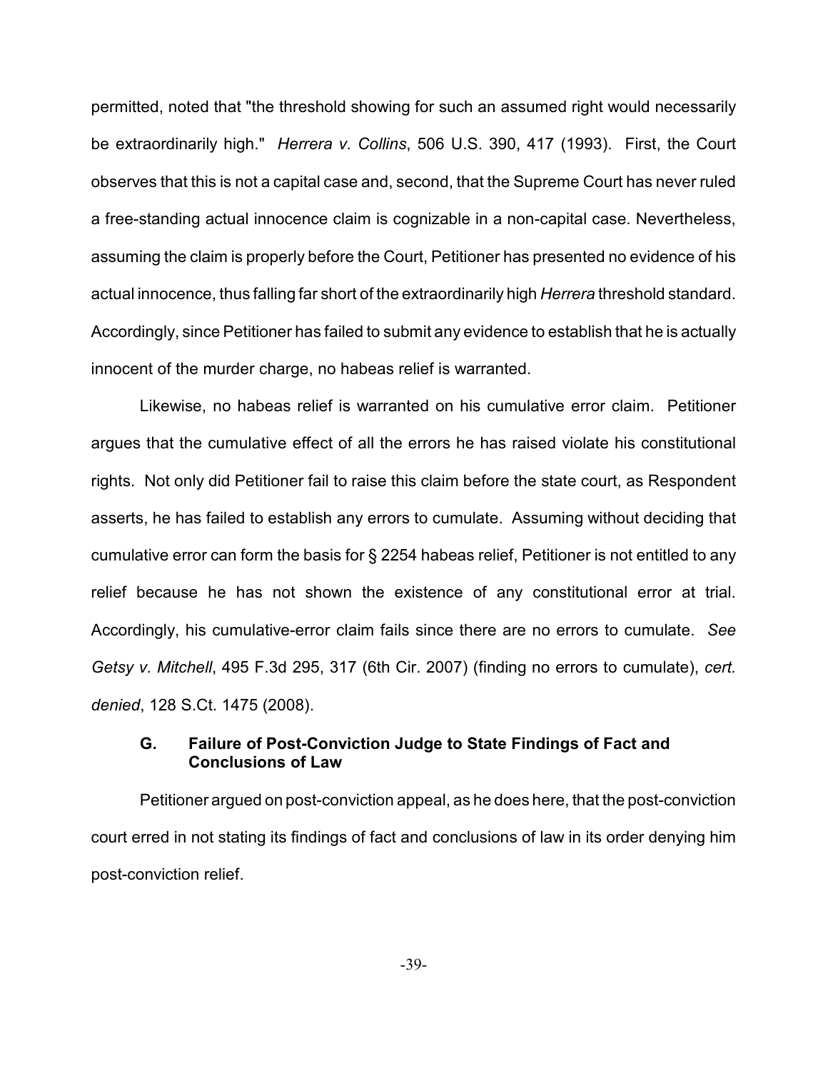permitted, noted that "the threshold showing for such an assumed right would necessarily be extraordinarily high." *Herrera v. Collins*, 506 U.S. 390, 417 (1993). First, the Court observes that this is not a capital case and, second, that the Supreme Court has never ruled a free-standing actual innocence claim is cognizable in a non-capital case. Nevertheless, assuming the claim is properly before the Court, Petitioner has presented no evidence of his actual innocence, thus falling far short of the extraordinarily high *Herrera* threshold standard. Accordingly, since Petitioner has failed to submit any evidence to establish that he is actually innocent of the murder charge, no habeas relief is warranted.

Likewise, no habeas relief is warranted on his cumulative error claim. Petitioner argues that the cumulative effect of all the errors he has raised violate his constitutional rights. Not only did Petitioner fail to raise this claim before the state court, as Respondent asserts, he has failed to establish any errors to cumulate. Assuming without deciding that cumulative error can form the basis for § 2254 habeas relief, Petitioner is not entitled to any relief because he has not shown the existence of any constitutional error at trial. Accordingly, his cumulative-error claim fails since there are no errors to cumulate. *See Getsy v. Mitchell*, 495 F.3d 295, 317 (6th Cir. 2007) (finding no errors to cumulate), *cert. denied*, 128 S.Ct. 1475 (2008).

### G. Failure of Post-Conviction Judge to State Findings of Fact and Conclusions of Law

Petitioner argued on post-conviction appeal, as he does here, that the post-conviction court erred in not stating its findings of fact and conclusions of law in its order denying him post-conviction relief.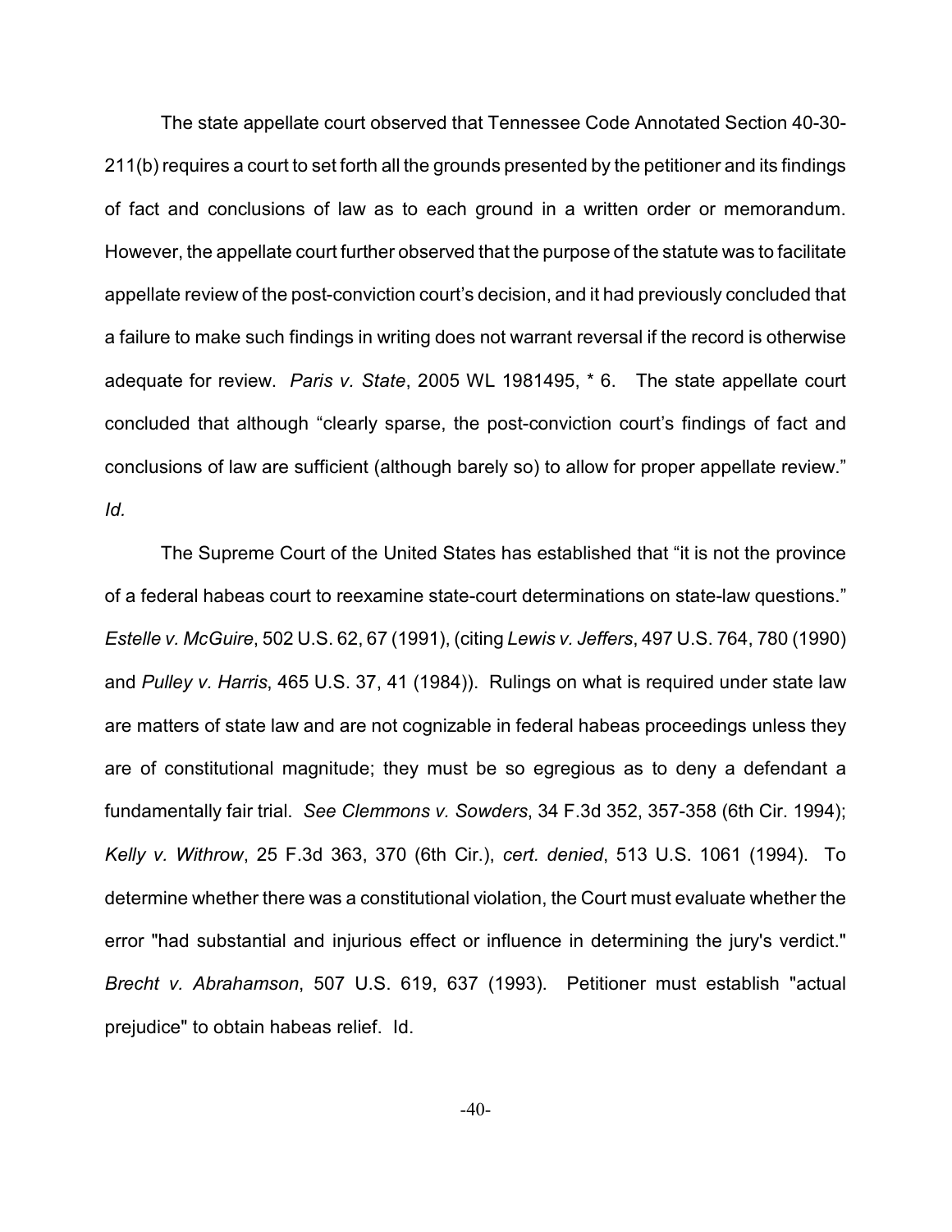The state appellate court observed that Tennessee Code Annotated Section 40-30-211(b) requires a court to set forth all the grounds presented by the petitioner and its findings of fact and conclusions of law as to each ground in a written order or memorandum. However, the appellate court further observed that the purpose of the statute was to facilitate appellate review of the post-conviction court's decision, and it had previously concluded that a failure to make such findings in writing does not warrant reversal if the record is otherwise adequate for review. *Paris v. State*, 2005 WL 1981495, * 6. The state appellate court concluded that although "clearly sparse, the post-conviction court's findings of fact and conclusions of law are sufficient (although barely so) to allow for proper appellate review." *Id.*

The Supreme Court of the United States has established that "it is not the province of a federal habeas court to reexamine state-court determinations on state-law questions." *Estelle v. McGuire*, 502 U.S. 62, 67 (1991), (citing *Lewis v. Jeffers*, 497 U.S. 764, 780 (1990) and *Pulley v. Harris*, 465 U.S. 37, 41 (1984)). Rulings on what is required under state law are matters of state law and are not cognizable in federal habeas proceedings unless they are of constitutional magnitude; they must be so egregious as to deny a defendant a fundamentally fair trial. *See Clemmons v. Sowders*, 34 F.3d 352, 357-358 (6th Cir. 1994); *Kelly v. Withrow*, 25 F.3d 363, 370 (6th Cir.), *cert. denied*, 513 U.S. 1061 (1994). To determine whether there was a constitutional violation, the Court must evaluate whether the error "had substantial and injurious effect or influence in determining the jury's verdict." *Brecht v. Abrahamson*, 507 U.S. 619, 637 (1993). Petitioner must establish "actual prejudice" to obtain habeas relief. Id.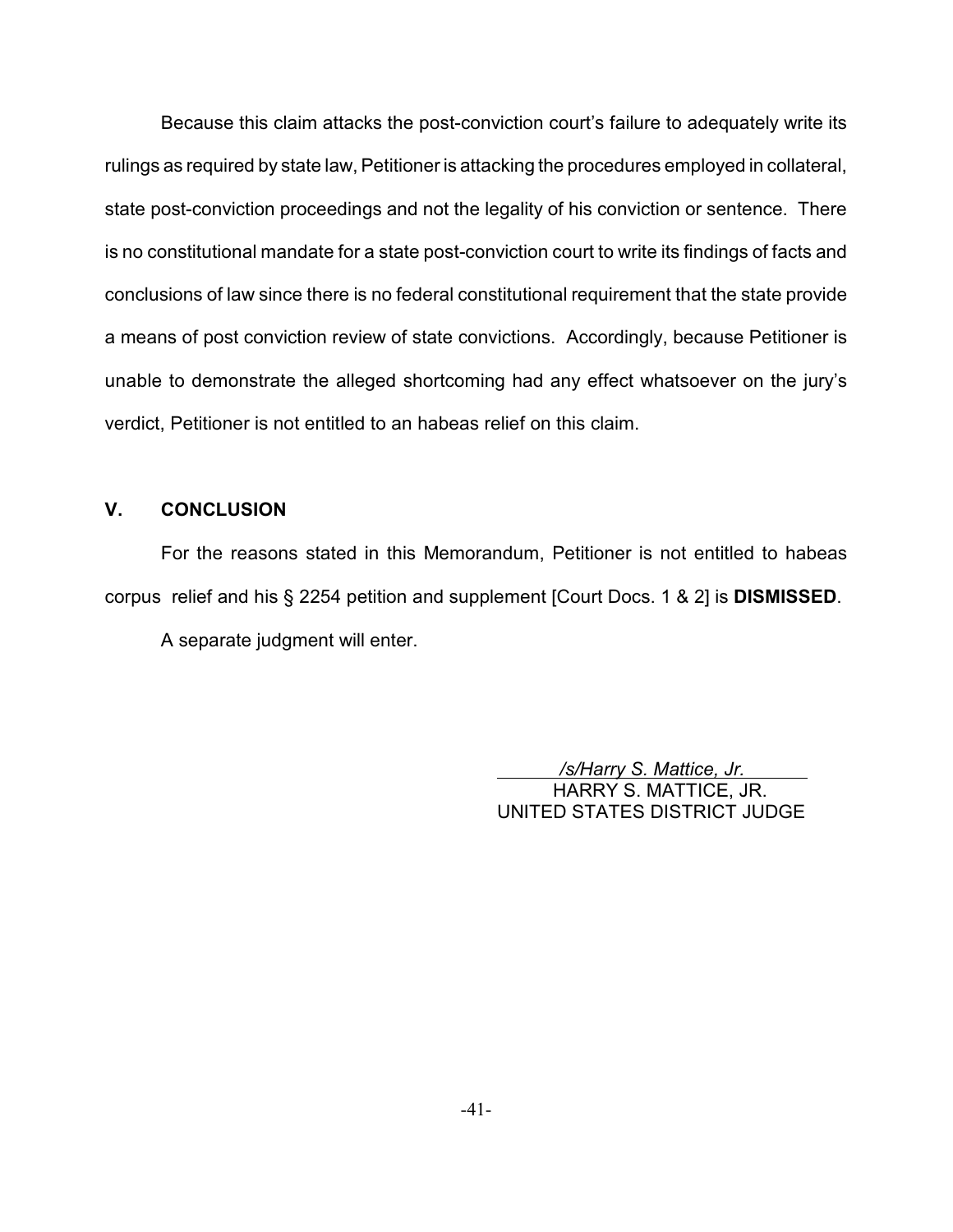Because this claim attacks the post-conviction court's failure to adequately write its rulings as required by state law, Petitioner is attacking the procedures employed in collateral, state post-conviction proceedings and not the legality of his conviction or sentence. There is no constitutional mandate for a state post-conviction court to write its findings of facts and conclusions of law since there is no federal constitutional requirement that the state provide a means of post conviction review of state convictions. Accordingly, because Petitioner is unable to demonstrate the alleged shortcoming had any effect whatsoever on the jury's verdict, Petitioner is not entitled to an habeas relief on this claim.

## V. CONCLUSION

For the reasons stated in this Memorandum, Petitioner is not entitled to habeas corpus relief and his § 2254 petition and supplement [Court Docs. 1 & 2] is **DISMISSED**.

A separate judgment will enter.

*/s/Harry S. Mattice, Jr.*
HARRY S. MATTICE, JR.
UNITED STATES DISTRICT JUDGE